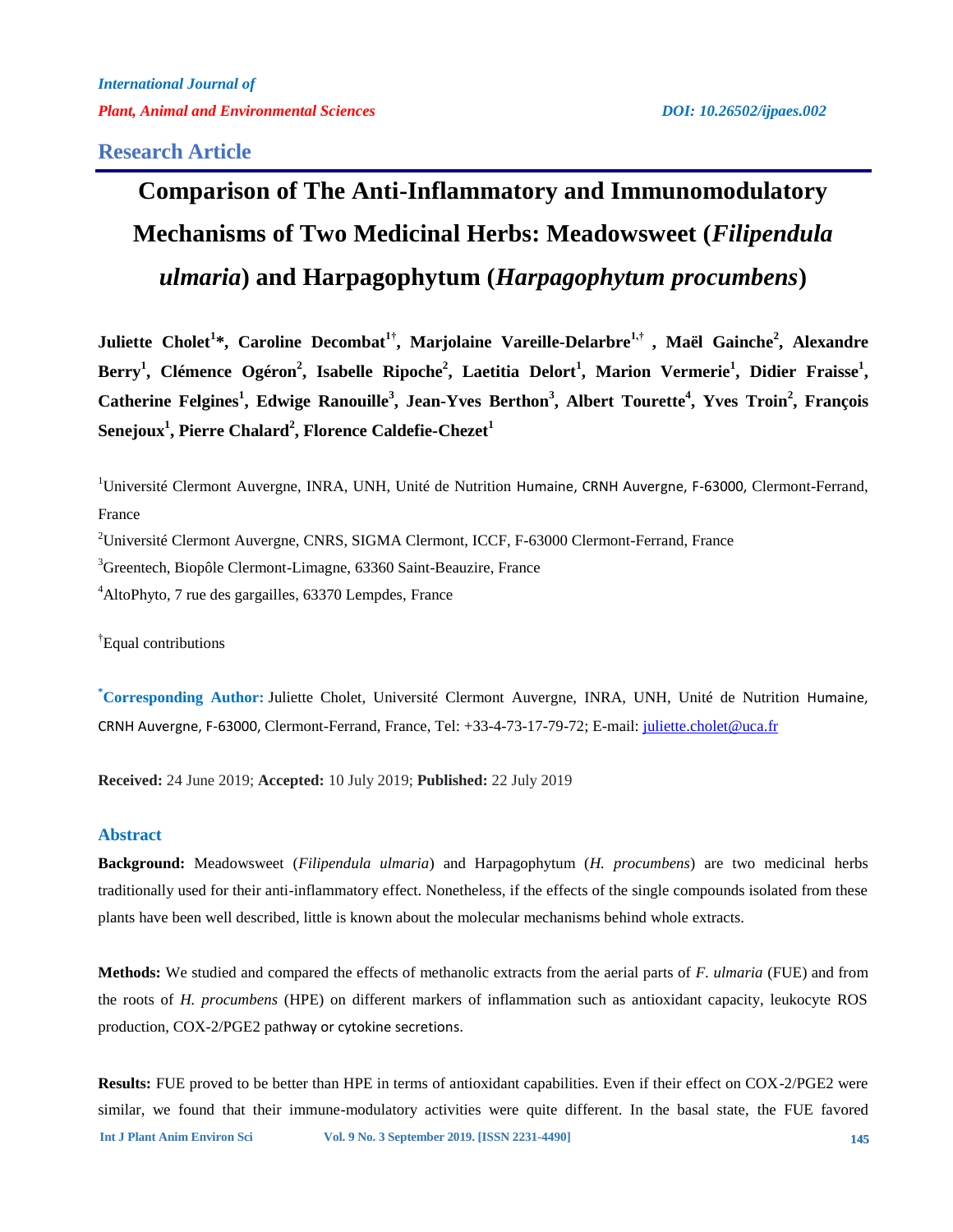*International Journal of*
*Plant, Animal and Environmental Sciences* **DOI: 10.26502/ijpaes.002**

## Research Article

# Comparison of The Anti-Inflammatory and Immunomodulatory Mechanisms of Two Medicinal Herbs: Meadowsweet (*Filipendula ulmaria*) and Harpagophytum (*Harpagophytum procumbens*)

**Juliette Cholet[1]*, Caroline Decombat[1†], Marjolaine Vareille-Delarbre[1,†], Maël Gainche[2], Alexandre Berry[1], Clémence Ogéron[2], Isabelle Ripoche[2], Laetitia Delort[1], Marion Vermerie[1], Didier Fraisse[1], Catherine Felgines[1], Edwige Ranouille[3], Jean-Yves Berthon[3], Albert Tourette[4], Yves Troin[2], François Senejoux[1], Pierre Chalard[2], Florence Caldefie-Chezet[1]**

[1]Université Clermont Auvergne, INRA, UNH, Unité de Nutrition Humaine, CRNH Auvergne, F-63000, Clermont-Ferrand, France

[2]Université Clermont Auvergne, CNRS, SIGMA Clermont, ICCF, F-63000 Clermont-Ferrand, France

[3]Greentech, Biopôle Clermont-Limagne, 63360 Saint-Beauzire, France

[4]AltoPhyto, 7 rue des gargailles, 63370 Lempdes, France

[†]Equal contributions

**[*]Corresponding Author:** Juliette Cholet, Université Clermont Auvergne, INRA, UNH, Unité de Nutrition Humaine, CRNH Auvergne, F-63000, Clermont-Ferrand, France, Tel: +33-4-73-17-79-72; E-mail: juliette.cholet@uca.fr

**Received:** 24 June 2019; **Accepted:** 10 July 2019; **Published:** 22 July 2019

## Abstract

**Background:** Meadowsweet (*Filipendula ulmaria*) and Harpagophytum (*H. procumbens*) are two medicinal herbs traditionally used for their anti-inflammatory effect. Nonetheless, if the effects of the single compounds isolated from these plants have been well described, little is known about the molecular mechanisms behind whole extracts.

**Methods:** We studied and compared the effects of methanolic extracts from the aerial parts of *F. ulmaria* (FUE) and from the roots of *H. procumbens* (HPE) on different markers of inflammation such as antioxidant capacity, leukocyte ROS production, COX-2/PGE2 pathway or cytokine secretions.

**Results:** FUE proved to be better than HPE in terms of antioxidant capabilities. Even if their effect on COX-2/PGE2 were similar, we found that their immune-modulatory activities were quite different. In the basal state, the FUE favored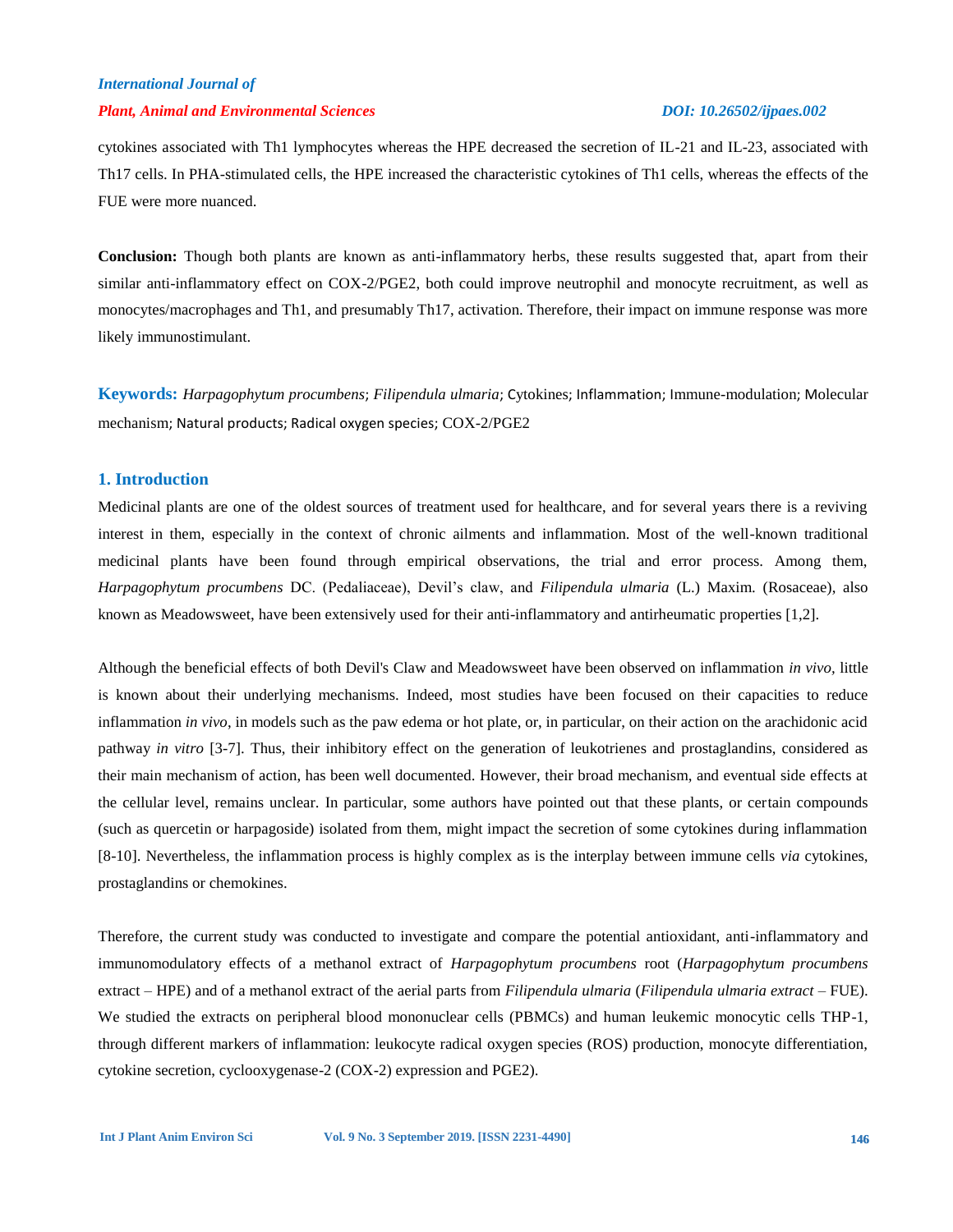cytokines associated with Th1 lymphocytes whereas the HPE decreased the secretion of IL-21 and IL-23, associated with Th17 cells. In PHA-stimulated cells, the HPE increased the characteristic cytokines of Th1 cells, whereas the effects of the FUE were more nuanced.

**Conclusion:** Though both plants are known as anti-inflammatory herbs, these results suggested that, apart from their similar anti-inflammatory effect on COX-2/PGE2, both could improve neutrophil and monocyte recruitment, as well as monocytes/macrophages and Th1, and presumably Th17, activation. Therefore, their impact on immune response was more likely immunostimulant.

**Keywords:** *Harpagophytum procumbens*; *Filipendula ulmaria*; Cytokines; Inflammation; Immune-modulation; Molecular mechanism; Natural products; Radical oxygen species; COX-2/PGE2

## 1. Introduction

Medicinal plants are one of the oldest sources of treatment used for healthcare, and for several years there is a reviving interest in them, especially in the context of chronic ailments and inflammation. Most of the well-known traditional medicinal plants have been found through empirical observations, the trial and error process. Among them, *Harpagophytum procumbens* DC. (Pedaliaceae), Devil's claw, and *Filipendula ulmaria* (L.) Maxim. (Rosaceae), also known as Meadowsweet, have been extensively used for their anti-inflammatory and antirheumatic properties [1,2].

Although the beneficial effects of both Devil's Claw and Meadowsweet have been observed on inflammation *in vivo*, little is known about their underlying mechanisms. Indeed, most studies have been focused on their capacities to reduce inflammation *in vivo*, in models such as the paw edema or hot plate, or, in particular, on their action on the arachidonic acid pathway *in vitro* [3-7]. Thus, their inhibitory effect on the generation of leukotrienes and prostaglandins, considered as their main mechanism of action, has been well documented. However, their broad mechanism, and eventual side effects at the cellular level, remains unclear. In particular, some authors have pointed out that these plants, or certain compounds (such as quercetin or harpagoside) isolated from them, might impact the secretion of some cytokines during inflammation [8-10]. Nevertheless, the inflammation process is highly complex as is the interplay between immune cells *via* cytokines, prostaglandins or chemokines.

Therefore, the current study was conducted to investigate and compare the potential antioxidant, anti-inflammatory and immunomodulatory effects of a methanol extract of *Harpagophytum procumbens* root (*Harpagophytum procumbens* extract – HPE) and of a methanol extract of the aerial parts from *Filipendula ulmaria* (*Filipendula ulmaria extract* – FUE). We studied the extracts on peripheral blood mononuclear cells (PBMCs) and human leukemic monocytic cells THP-1, through different markers of inflammation: leukocyte radical oxygen species (ROS) production, monocyte differentiation, cytokine secretion, cyclooxygenase-2 (COX-2) expression and PGE2).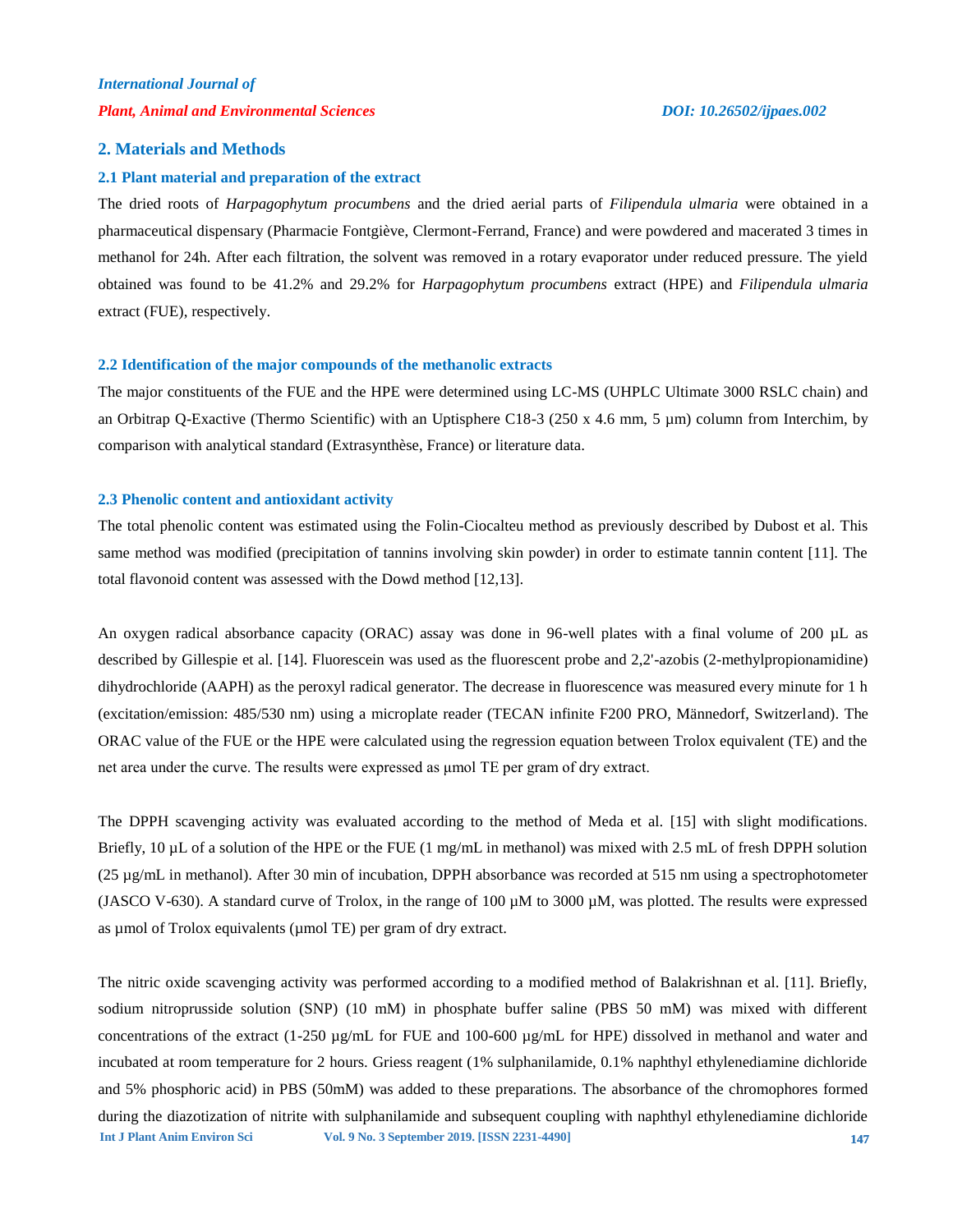## 2. Materials and Methods

### 2.1 Plant material and preparation of the extract

The dried roots of *Harpagophytum procumbens* and the dried aerial parts of *Filipendula ulmaria* were obtained in a pharmaceutical dispensary (Pharmacie Fontgiève, Clermont-Ferrand, France) and were powdered and macerated 3 times in methanol for 24h. After each filtration, the solvent was removed in a rotary evaporator under reduced pressure. The yield obtained was found to be 41.2% and 29.2% for *Harpagophytum procumbens* extract (HPE) and *Filipendula ulmaria* extract (FUE), respectively.

### 2.2 Identification of the major compounds of the methanolic extracts

The major constituents of the FUE and the HPE were determined using LC-MS (UHPLC Ultimate 3000 RSLC chain) and an Orbitrap Q-Exactive (Thermo Scientific) with an Uptisphere C18-3 (250 x 4.6 mm, 5 µm) column from Interchim, by comparison with analytical standard (Extrasynthèse, France) or literature data.

### 2.3 Phenolic content and antioxidant activity

The total phenolic content was estimated using the Folin-Ciocalteu method as previously described by Dubost et al. This same method was modified (precipitation of tannins involving skin powder) in order to estimate tannin content [11]. The total flavonoid content was assessed with the Dowd method [12,13].

An oxygen radical absorbance capacity (ORAC) assay was done in 96-well plates with a final volume of 200 µL as described by Gillespie et al. [14]. Fluorescein was used as the fluorescent probe and 2,2'-azobis (2-methylpropionamidine) dihydrochloride (AAPH) as the peroxyl radical generator. The decrease in fluorescence was measured every minute for 1 h (excitation/emission: 485/530 nm) using a microplate reader (TECAN infinite F200 PRO, Männedorf, Switzerland). The ORAC value of the FUE or the HPE were calculated using the regression equation between Trolox equivalent (TE) and the net area under the curve. The results were expressed as µmol TE per gram of dry extract.

The DPPH scavenging activity was evaluated according to the method of Meda et al. [15] with slight modifications. Briefly, 10 µL of a solution of the HPE or the FUE (1 mg/mL in methanol) was mixed with 2.5 mL of fresh DPPH solution (25 µg/mL in methanol). After 30 min of incubation, DPPH absorbance was recorded at 515 nm using a spectrophotometer (JASCO V-630). A standard curve of Trolox, in the range of 100 µM to 3000 µM, was plotted. The results were expressed as µmol of Trolox equivalents (µmol TE) per gram of dry extract.

The nitric oxide scavenging activity was performed according to a modified method of Balakrishnan et al. [11]. Briefly, sodium nitroprusside solution (SNP) (10 mM) in phosphate buffer saline (PBS 50 mM) was mixed with different concentrations of the extract (1-250 µg/mL for FUE and 100-600 µg/mL for HPE) dissolved in methanol and water and incubated at room temperature for 2 hours. Griess reagent (1% sulphanilamide, 0.1% naphthyl ethylenediamine dichloride and 5% phosphoric acid) in PBS (50mM) was added to these preparations. The absorbance of the chromophores formed during the diazotization of nitrite with sulphanilamide and subsequent coupling with naphthyl ethylenediamine dichloride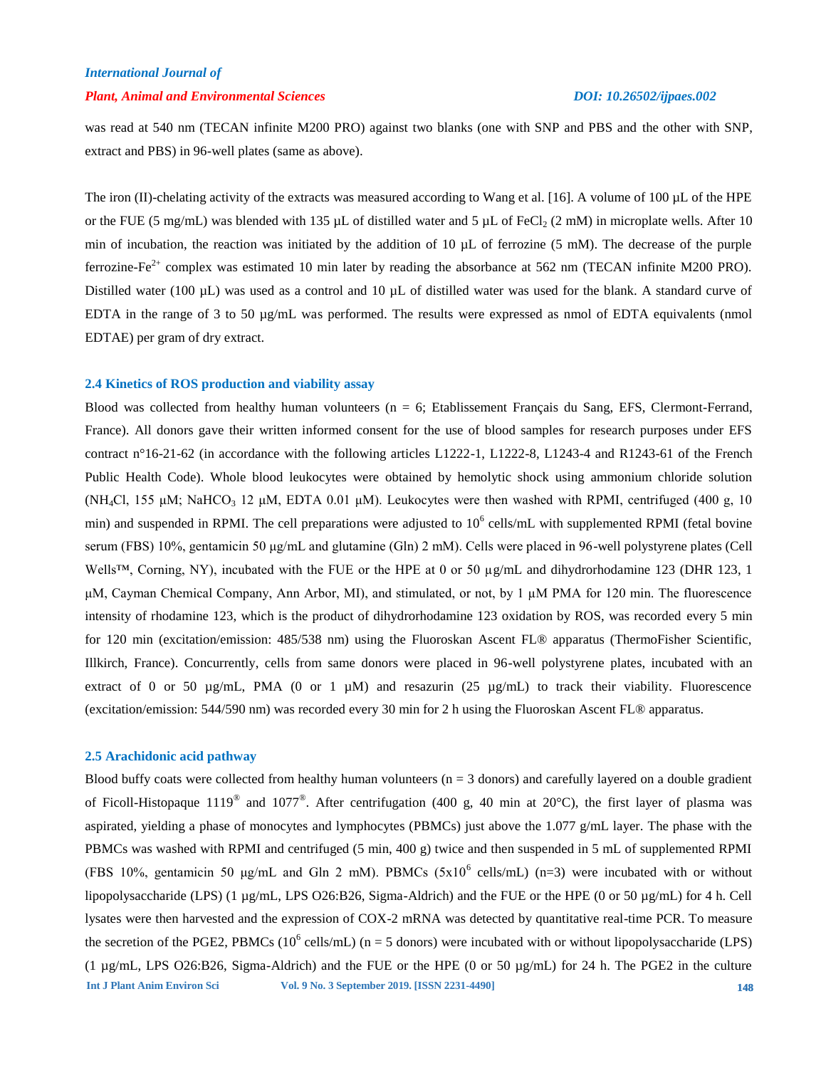was read at 540 nm (TECAN infinite M200 PRO) against two blanks (one with SNP and PBS and the other with SNP, extract and PBS) in 96-well plates (same as above).

The iron (II)-chelating activity of the extracts was measured according to Wang et al. [16]. A volume of 100 µL of the HPE or the FUE (5 mg/mL) was blended with 135 µL of distilled water and 5 µL of $FeCl_2$ (2 mM) in microplate wells. After 10 min of incubation, the reaction was initiated by the addition of 10 µL of ferrozine (5 mM). The decrease of the purple ferrozine-$Fe^{2+}$ complex was estimated 10 min later by reading the absorbance at 562 nm (TECAN infinite M200 PRO). Distilled water (100 µL) was used as a control and 10 µL of distilled water was used for the blank. A standard curve of EDTA in the range of 3 to 50 µg/mL was performed. The results were expressed as nmol of EDTA equivalents (nmol EDTAE) per gram of dry extract.

### 2.4 Kinetics of ROS production and viability assay

Blood was collected from healthy human volunteers (n = 6; Etablissement Français du Sang, EFS, Clermont-Ferrand, France). All donors gave their written informed consent for the use of blood samples for research purposes under EFS contract n°16-21-62 (in accordance with the following articles L1222-1, L1222-8, L1243-4 and R1243-61 of the French Public Health Code). Whole blood leukocytes were obtained by hemolytic shock using ammonium chloride solution ($NH_4Cl$, 155 µM; $NaHCO_3$ 12 µM, EDTA 0.01 µM). Leukocytes were then washed with RPMI, centrifuged (400 g, 10 min) and suspended in RPMI. The cell preparations were adjusted to $10^6$ cells/mL with supplemented RPMI (fetal bovine serum (FBS) 10%, gentamicin 50 µg/mL and glutamine (Gln) 2 mM). Cells were placed in 96-well polystyrene plates (Cell Wells™, Corning, NY), incubated with the FUE or the HPE at 0 or 50 µg/mL and dihydrorhodamine 123 (DHR 123, 1 µM, Cayman Chemical Company, Ann Arbor, MI), and stimulated, or not, by 1 µM PMA for 120 min. The fluorescence intensity of rhodamine 123, which is the product of dihydrorhodamine 123 oxidation by ROS, was recorded every 5 min for 120 min (excitation/emission: 485/538 nm) using the Fluoroskan Ascent FL® apparatus (ThermoFisher Scientific, Illkirch, France). Concurrently, cells from same donors were placed in 96-well polystyrene plates, incubated with an extract of 0 or 50 µg/mL, PMA (0 or 1 µM) and resazurin (25 µg/mL) to track their viability. Fluorescence (excitation/emission: 544/590 nm) was recorded every 30 min for 2 h using the Fluoroskan Ascent FL® apparatus.

### 2.5 Arachidonic acid pathway

Blood buffy coats were collected from healthy human volunteers (n = 3 donors) and carefully layered on a double gradient of Ficoll-Histopaque 1119® and 1077®. After centrifugation (400 g, 40 min at 20°C), the first layer of plasma was aspirated, yielding a phase of monocytes and lymphocytes (PBMCs) just above the 1.077 g/mL layer. The phase with the PBMCs was washed with RPMI and centrifuged (5 min, 400 g) twice and then suspended in 5 mL of supplemented RPMI (FBS 10%, gentamicin 50 µg/mL and Gln 2 mM). PBMCs ($5x10^6$ cells/mL) (n=3) were incubated with or without lipopolysaccharide (LPS) (1 µg/mL, LPS O26:B26, Sigma-Aldrich) and the FUE or the HPE (0 or 50 µg/mL) for 4 h. Cell lysates were then harvested and the expression of COX-2 mRNA was detected by quantitative real-time PCR. To measure the secretion of the PGE2, PBMCs ($10^6$ cells/mL) (n = 5 donors) were incubated with or without lipopolysaccharide (LPS) (1 µg/mL, LPS O26:B26, Sigma-Aldrich) and the FUE or the HPE (0 or 50 µg/mL) for 24 h. The PGE2 in the culture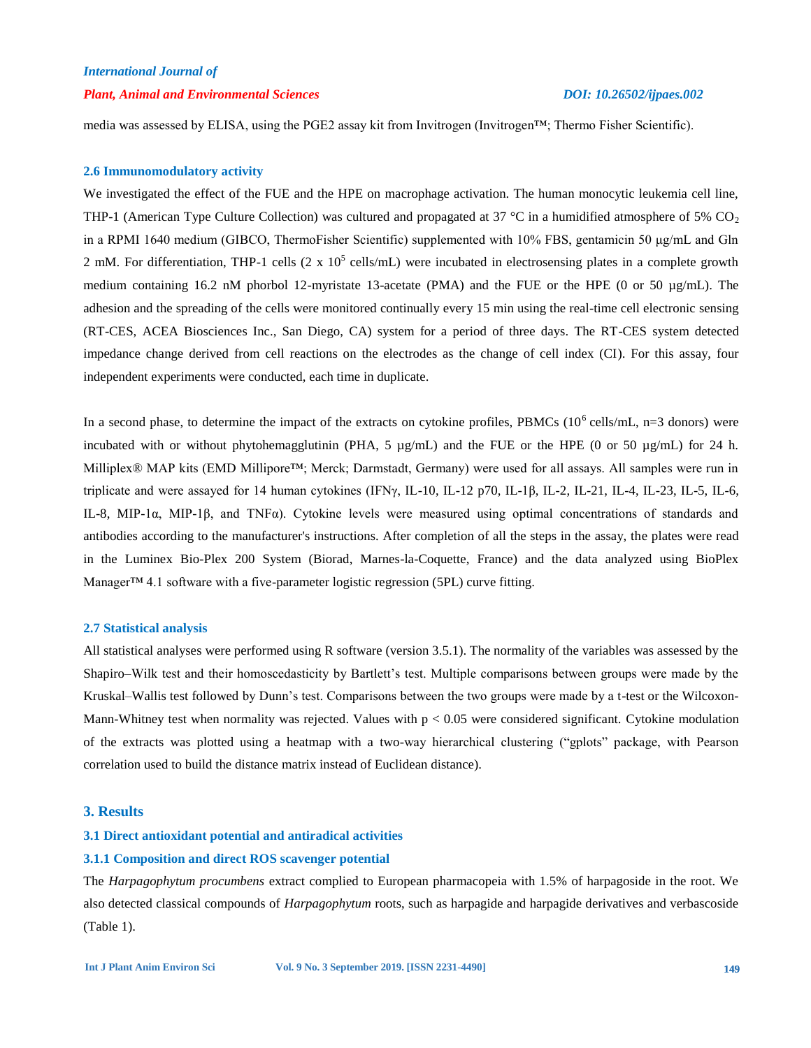media was assessed by ELISA, using the PGE2 assay kit from Invitrogen (Invitrogen™; Thermo Fisher Scientific).

### 2.6 Immunomodulatory activity

We investigated the effect of the FUE and the HPE on macrophage activation. The human monocytic leukemia cell line, THP-1 (American Type Culture Collection) was cultured and propagated at 37 °C in a humidified atmosphere of 5% $CO_2$ in a RPMI 1640 medium (GIBCO, ThermoFisher Scientific) supplemented with 10% FBS, gentamicin 50 µg/mL and Gln 2 mM. For differentiation, THP-1 cells (2 x $10^5$ cells/mL) were incubated in electrosensing plates in a complete growth medium containing 16.2 nM phorbol 12-myristate 13-acetate (PMA) and the FUE or the HPE (0 or 50 µg/mL). The adhesion and the spreading of the cells were monitored continually every 15 min using the real-time cell electronic sensing (RT-CES, ACEA Biosciences Inc., San Diego, CA) system for a period of three days. The RT-CES system detected impedance change derived from cell reactions on the electrodes as the change of cell index (CI). For this assay, four independent experiments were conducted, each time in duplicate.

In a second phase, to determine the impact of the extracts on cytokine profiles, PBMCs ($10^6$ cells/mL, n=3 donors) were incubated with or without phytohemagglutinin (PHA, 5 µg/mL) and the FUE or the HPE (0 or 50 µg/mL) for 24 h. Milliplex® MAP kits (EMD Millipore™; Merck; Darmstadt, Germany) were used for all assays. All samples were run in triplicate and were assayed for 14 human cytokines (IFNγ, IL-10, IL-12 p70, IL-1β, IL-2, IL-21, IL-4, IL-23, IL-5, IL-6, IL-8, MIP-1α, MIP-1β, and TNFα). Cytokine levels were measured using optimal concentrations of standards and antibodies according to the manufacturer's instructions. After completion of all the steps in the assay, the plates were read in the Luminex Bio-Plex 200 System (Biorad, Marnes-la-Coquette, France) and the data analyzed using BioPlex Manager™ 4.1 software with a five-parameter logistic regression (5PL) curve fitting.

### 2.7 Statistical analysis

All statistical analyses were performed using R software (version 3.5.1). The normality of the variables was assessed by the Shapiro–Wilk test and their homoscedasticity by Bartlett's test. Multiple comparisons between groups were made by the Kruskal–Wallis test followed by Dunn's test. Comparisons between the two groups were made by a t-test or the Wilcoxon-Mann-Whitney test when normality was rejected. Values with $p < 0.05$ were considered significant. Cytokine modulation of the extracts was plotted using a heatmap with a two-way hierarchical clustering ("gplots" package, with Pearson correlation used to build the distance matrix instead of Euclidean distance).

## 3. Results

### 3.1 Direct antioxidant potential and antiradical activities

#### 3.1.1 Composition and direct ROS scavenger potential

The *Harpagophytum procumbens* extract complied to European pharmacopeia with 1.5% of harpagoside in the root. We also detected classical compounds of *Harpagophytum* roots, such as harpagide and harpagide derivatives and verbascoside (Table 1).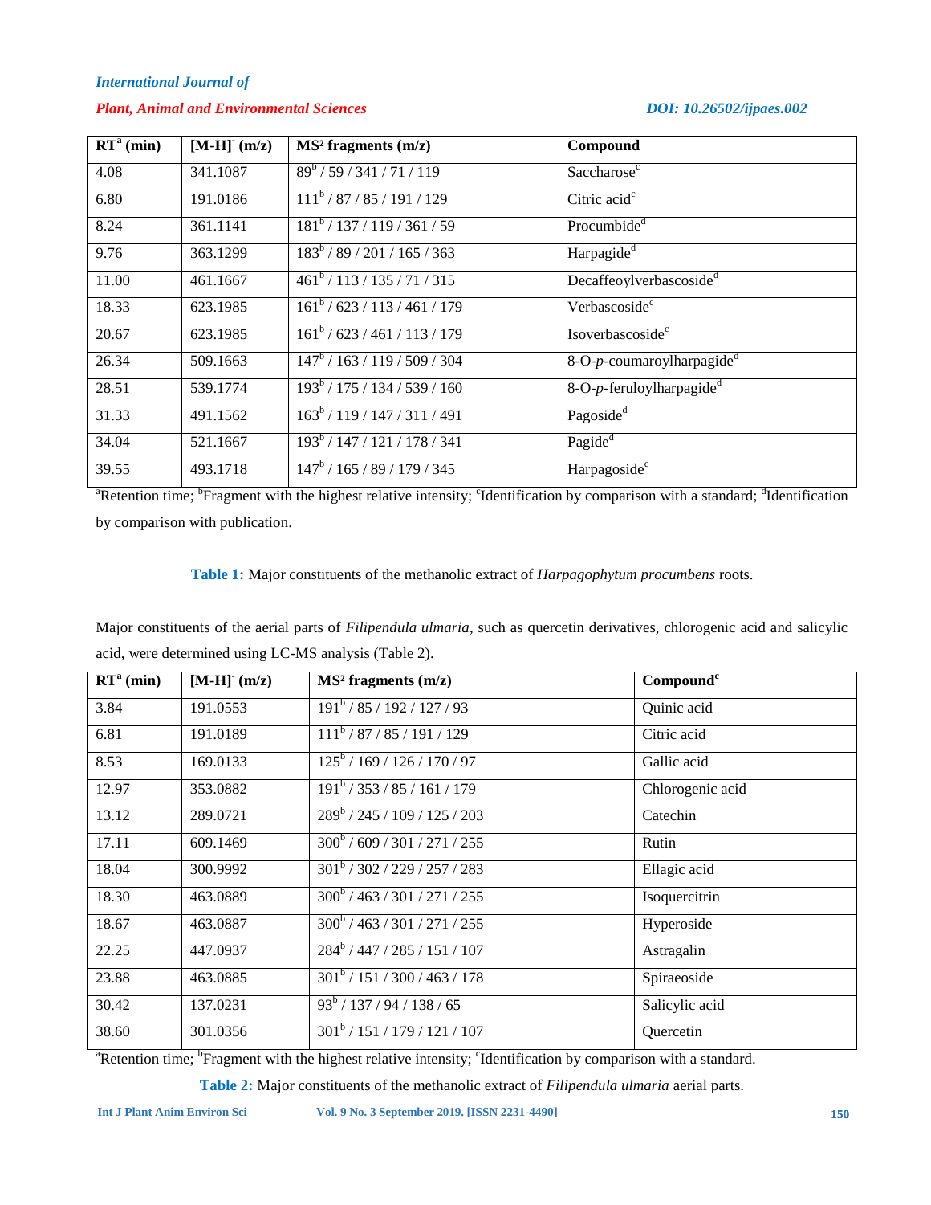| RT[a] (min) | [M-H]- (m/z) | MS² fragments (m/z) | Compound |
| --- | --- | --- | --- |
| 4.08 | 341.1087 | 89[b] / 59 / 341 / 71 / 119 | Saccharose[c] |
| 6.80 | 191.0186 | 111[b] / 87 / 85 / 191 / 129 | Citric acid[c] |
| 8.24 | 361.1141 | 181[b] / 137 / 119 / 361 / 59 | Procumbide[d] |
| 9.76 | 363.1299 | 183[b] / 89 / 201 / 165 / 363 | Harpagide[d] |
| 11.00 | 461.1667 | 461[b] / 113 / 135 / 71 / 315 | Decaffeoylverbascoside[d] |
| 18.33 | 623.1985 | 161[b] / 623 / 113 / 461 / 179 | Verbascoside[c] |
| 20.67 | 623.1985 | 161[b] / 623 / 461 / 113 / 179 | Isoverbascoside[c] |
| 26.34 | 509.1663 | 147[b] / 163 / 119 / 509 / 304 | 8-O-*p*-coumaroylharpagide[d] |
| 28.51 | 539.1774 | 193[b] / 175 / 134 / 539 / 160 | 8-O-*p*-feruloylharpagide[d] |
| 31.33 | 491.1562 | 163[b] / 119 / 147 / 311 / 491 | Pagoside[d] |
| 34.04 | 521.1667 | 193[b] / 147 / 121 / 178 / 341 | Pagide[d] |
| 39.55 | 493.1718 | 147[b] / 165 / 89 / 179 / 345 | Harpagoside[c] |

[a]Retention time; [b]Fragment with the highest relative intensity; [c]Identification by comparison with a standard; [d]Identification by comparison with publication.

**Table 1:** Major constituents of the methanolic extract of *Harpagophytum procumbens* roots.

Major constituents of the aerial parts of *Filipendula ulmaria*, such as quercetin derivatives, chlorogenic acid and salicylic acid, were determined using LC-MS analysis (Table 2).

| RT[a] (min) | [M-H]- (m/z) | MS² fragments (m/z) | Compound[c] |
| --- | --- | --- | --- |
| 3.84 | 191.0553 | 191[b] / 85 / 192 / 127 / 93 | Quinic acid |
| 6.81 | 191.0189 | 111[b] / 87 / 85 / 191 / 129 | Citric acid |
| 8.53 | 169.0133 | 125[b] / 169 / 126 / 170 / 97 | Gallic acid |
| 12.97 | 353.0882 | 191[b] / 353 / 85 / 161 / 179 | Chlorogenic acid |
| 13.12 | 289.0721 | 289[b] / 245 / 109 / 125 / 203 | Catechin |
| 17.11 | 609.1469 | 300[b] / 609 / 301 / 271 / 255 | Rutin |
| 18.04 | 300.9992 | 301[b] / 302 / 229 / 257 / 283 | Ellagic acid |
| 18.30 | 463.0889 | 300[b] / 463 / 301 / 271 / 255 | Isoquercitrin |
| 18.67 | 463.0887 | 300[b] / 463 / 301 / 271 / 255 | Hyperoside |
| 22.25 | 447.0937 | 284[b] / 447 / 285 / 151 / 107 | Astragalin |
| 23.88 | 463.0885 | 301[b] / 151 / 300 / 463 / 178 | Spiraeoside |
| 30.42 | 137.0231 | 93[b] / 137 / 94 / 138 / 65 | Salicylic acid |
| 38.60 | 301.0356 | 301[b] / 151 / 179 / 121 / 107 | Quercetin |

[a]Retention time; [b]Fragment with the highest relative intensity; [c]Identification by comparison with a standard.

**Table 2:** Major constituents of the methanolic extract of *Filipendula ulmaria* aerial parts.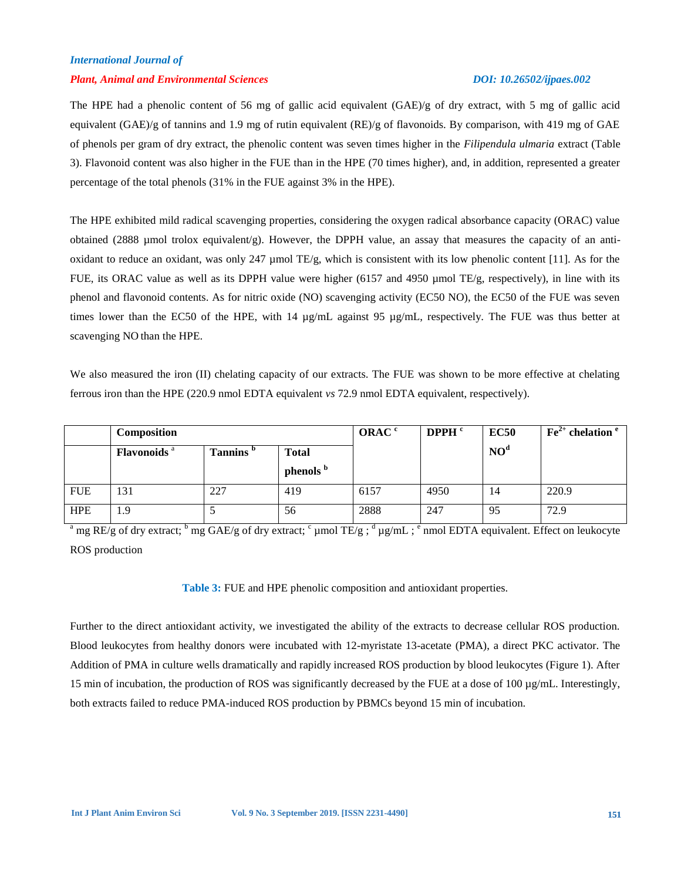The HPE had a phenolic content of 56 mg of gallic acid equivalent (GAE)/g of dry extract, with 5 mg of gallic acid equivalent (GAE)/g of tannins and 1.9 mg of rutin equivalent (RE)/g of flavonoids. By comparison, with 419 mg of GAE of phenols per gram of dry extract, the phenolic content was seven times higher in the *Filipendula ulmaria* extract (Table 3). Flavonoid content was also higher in the FUE than in the HPE (70 times higher), and, in addition, represented a greater percentage of the total phenols (31% in the FUE against 3% in the HPE).

The HPE exhibited mild radical scavenging properties, considering the oxygen radical absorbance capacity (ORAC) value obtained (2888 µmol trolox equivalent/g). However, the DPPH value, an assay that measures the capacity of an anti-oxidant to reduce an oxidant, was only 247 µmol TE/g, which is consistent with its low phenolic content [11]. As for the FUE, its ORAC value as well as its DPPH value were higher (6157 and 4950 µmol TE/g, respectively), in line with its phenol and flavonoid contents. As for nitric oxide (NO) scavenging activity (EC50 NO), the EC50 of the FUE was seven times lower than the EC50 of the HPE, with 14 µg/mL against 95 µg/mL, respectively. The FUE was thus better at scavenging NO than the HPE.

We also measured the iron (II) chelating capacity of our extracts. The FUE was shown to be more effective at chelating ferrous iron than the HPE (220.9 nmol EDTA equivalent *vs* 72.9 nmol EDTA equivalent, respectively).

| | **Composition** | | | **ORAC** [c] | **DPPH** [c] | **EC50 NO**[d] | **$Fe^{2+}$ chelation** [e] |
|---|---|---|---|---|---|---|---|
| | **Flavonoids** [a] | **Tannins** [b] | **Total phenols** [b] | | | | |
| FUE | 131 | 227 | 419 | 6157 | 4950 | 14 | 220.9 |
| HPE | 1.9 | 5 | 56 | 2888 | 247 | 95 | 72.9 |

[a] mg RE/g of dry extract; [b] mg GAE/g of dry extract; [c] µmol TE/g ; [d] µg/mL ; [e] nmol EDTA equivalent. Effect on leukocyte ROS production

**Table 3:** FUE and HPE phenolic composition and antioxidant properties.

Further to the direct antioxidant activity, we investigated the ability of the extracts to decrease cellular ROS production. Blood leukocytes from healthy donors were incubated with 12-myristate 13-acetate (PMA), a direct PKC activator. The Addition of PMA in culture wells dramatically and rapidly increased ROS production by blood leukocytes (Figure 1). After 15 min of incubation, the production of ROS was significantly decreased by the FUE at a dose of 100 µg/mL. Interestingly, both extracts failed to reduce PMA-induced ROS production by PBMCs beyond 15 min of incubation.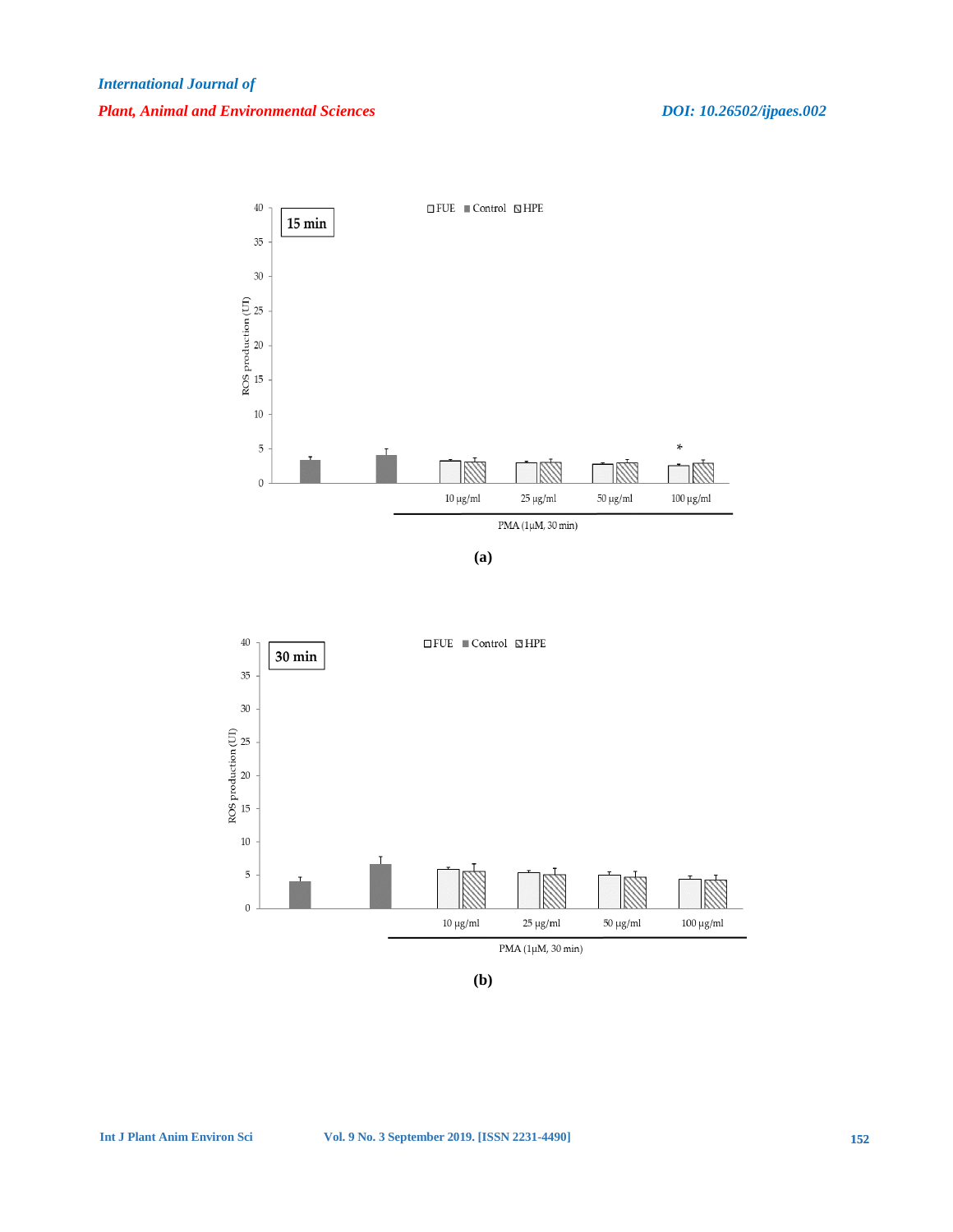15 min

□ FUE ■ Control ▧ HPE

ROS production (UI)

40
35
30
25
20
15
10
5
0

*

10 µg/ml
25 µg/ml
50 µg/ml
100 µg/ml

PMA (1µM, 30 min)

**(a)**

30 min

□ FUE ■ Control ▧ HPE

ROS production (UI)

40
35
30
25
20
15
10
5
0

10 µg/ml
25 µg/ml
50 µg/ml
100 µg/ml

PMA (1µM, 30 min)

**(b)**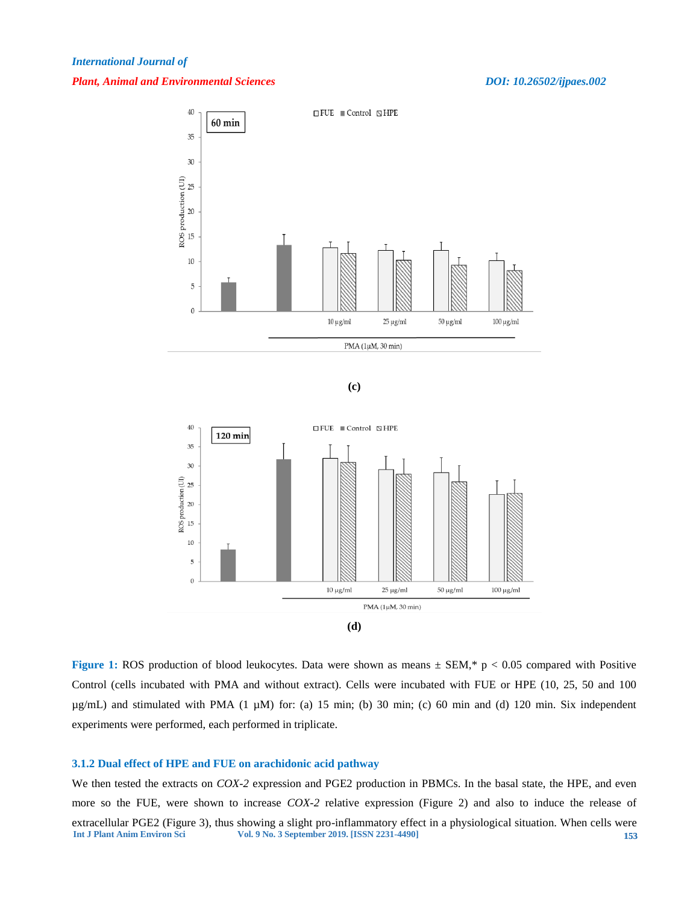60 min

FUE Control HPE

ROS production (UI)

40
35
30
25
20
15
10
5
0

10 µg/ml 25 µg/ml 50 µg/ml 100 µg/ml

PMA (1µM, 30 min)

**(c)**

120 min

FUE Control HPE

ROS production (UI)

40
35
30
25
20
15
10
5
0

10 µg/ml 25 µg/ml 50 µg/ml 100 µg/ml

PMA (1µM, 30 min)

**(d)**

**Figure 1:** ROS production of blood leukocytes. Data were shown as means ± SEM,* $p < 0.05$ compared with Positive Control (cells incubated with PMA and without extract). Cells were incubated with FUE or HPE (10, 25, 50 and 100 µg/mL) and stimulated with PMA (1 µM) for: (a) 15 min; (b) 30 min; (c) 60 min and (d) 120 min. Six independent experiments were performed, each performed in triplicate.

### 3.1.2 Dual effect of HPE and FUE on arachidonic acid pathway

We then tested the extracts on *COX-2* expression and PGE2 production in PBMCs. In the basal state, the HPE, and even more so the FUE, were shown to increase *COX-2* relative expression (Figure 2) and also to induce the release of extracellular PGE2 (Figure 3), thus showing a slight pro-inflammatory effect in a physiological situation. When cells were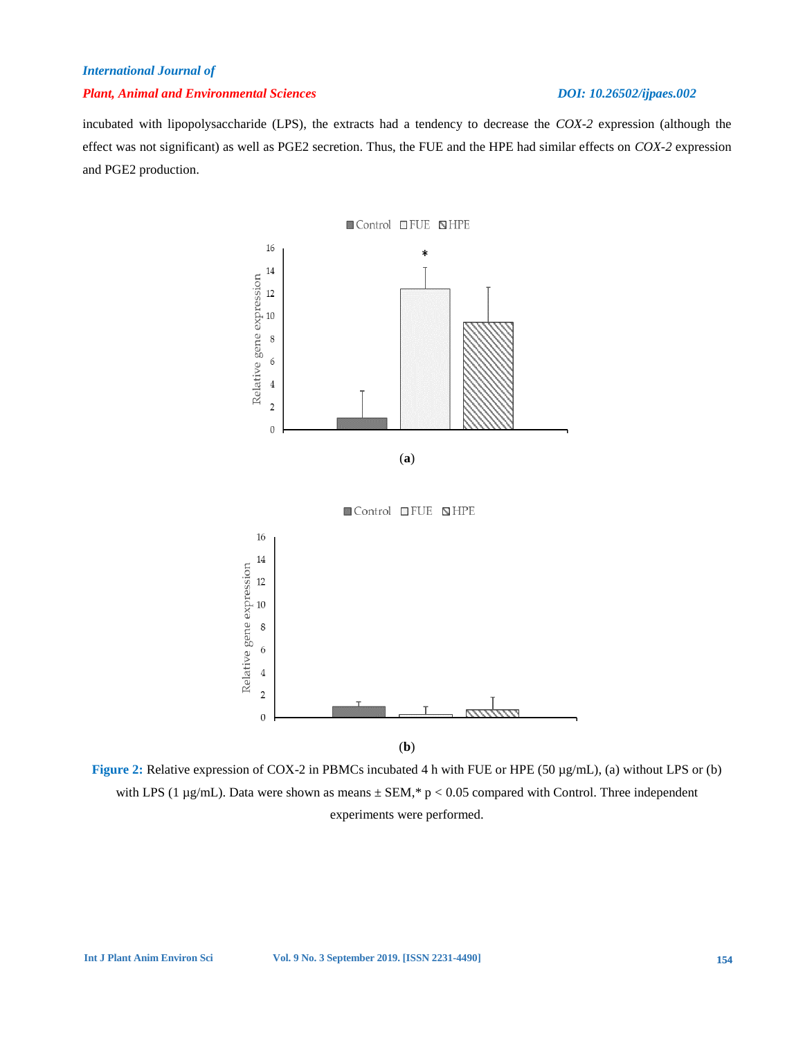incubated with lipopolysaccharide (LPS), the extracts had a tendency to decrease the *COX-2* expression (although the effect was not significant) as well as PGE2 secretion. Thus, the FUE and the HPE had similar effects on *COX-2* expression and PGE2 production.

Control FUE HPE

Relative gene expression

16
14
12
10
8
6
4
2
0

*

(**a**)

Control FUE HPE

Relative gene expression

16
14
12
10
8
6
4
2
0

(**b**)

**Figure 2:** Relative expression of COX-2 in PBMCs incubated 4 h with FUE or HPE (50 µg/mL), (a) without LPS or (b) with LPS (1 µg/mL). Data were shown as means ± SEM,* $p < 0.05$ compared with Control. Three independent experiments were performed.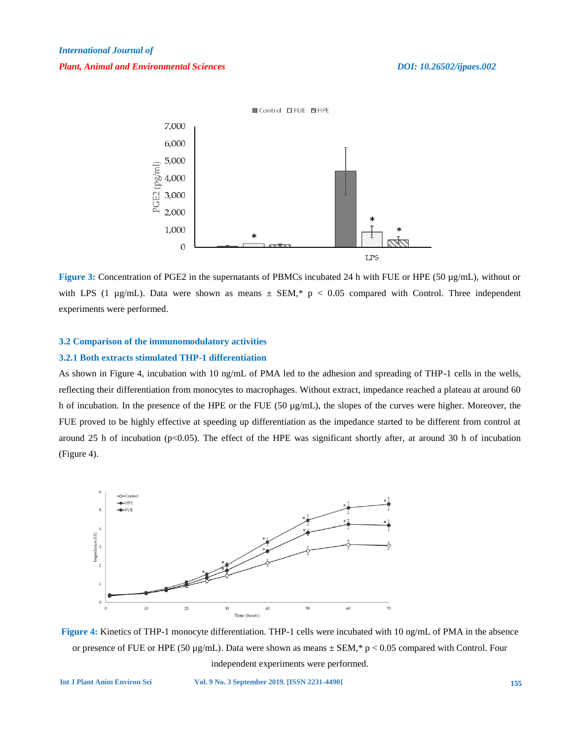Control FUE HPE

7,000
6,000
5,000
4,000
3,000
2,000
1,000
0

PGE2 (pg/ml)

LPS

Figure 3: Concentration of PGE2 in the supernatants of PBMCs incubated 24 h with FUE or HPE (50 µg/mL), without or with LPS (1 µg/mL). Data were shown as means ± SEM,* $p < 0.05$ compared with Control. Three independent experiments were performed.

### 3.2 Comparison of the immunomodulatory activities

#### 3.2.1 Both extracts stimulated THP-1 differentiation

As shown in Figure 4, incubation with 10 ng/mL of PMA led to the adhesion and spreading of THP-1 cells in the wells, reflecting their differentiation from monocytes to macrophages. Without extract, impedance reached a plateau at around 60 h of incubation. In the presence of the HPE or the FUE (50 µg/mL), the slopes of the curves were higher. Moreover, the FUE proved to be highly effective at speeding up differentiation as the impedance started to be different from control at around 25 h of incubation ($p<0.05$). The effect of the HPE was significant shortly after, at around 30 h of incubation (Figure 4).

Control
HPE
FUE

Impedance (UI)

6
5
4
3
2
1
0

0 10 20 30 40 50 60 70

Time (hours)

Figure 4: Kinetics of THP-1 monocyte differentiation. THP-1 cells were incubated with 10 ng/mL of PMA in the absence or presence of FUE or HPE (50 µg/mL). Data were shown as means ± SEM,* $p < 0.05$ compared with Control. Four independent experiments were performed.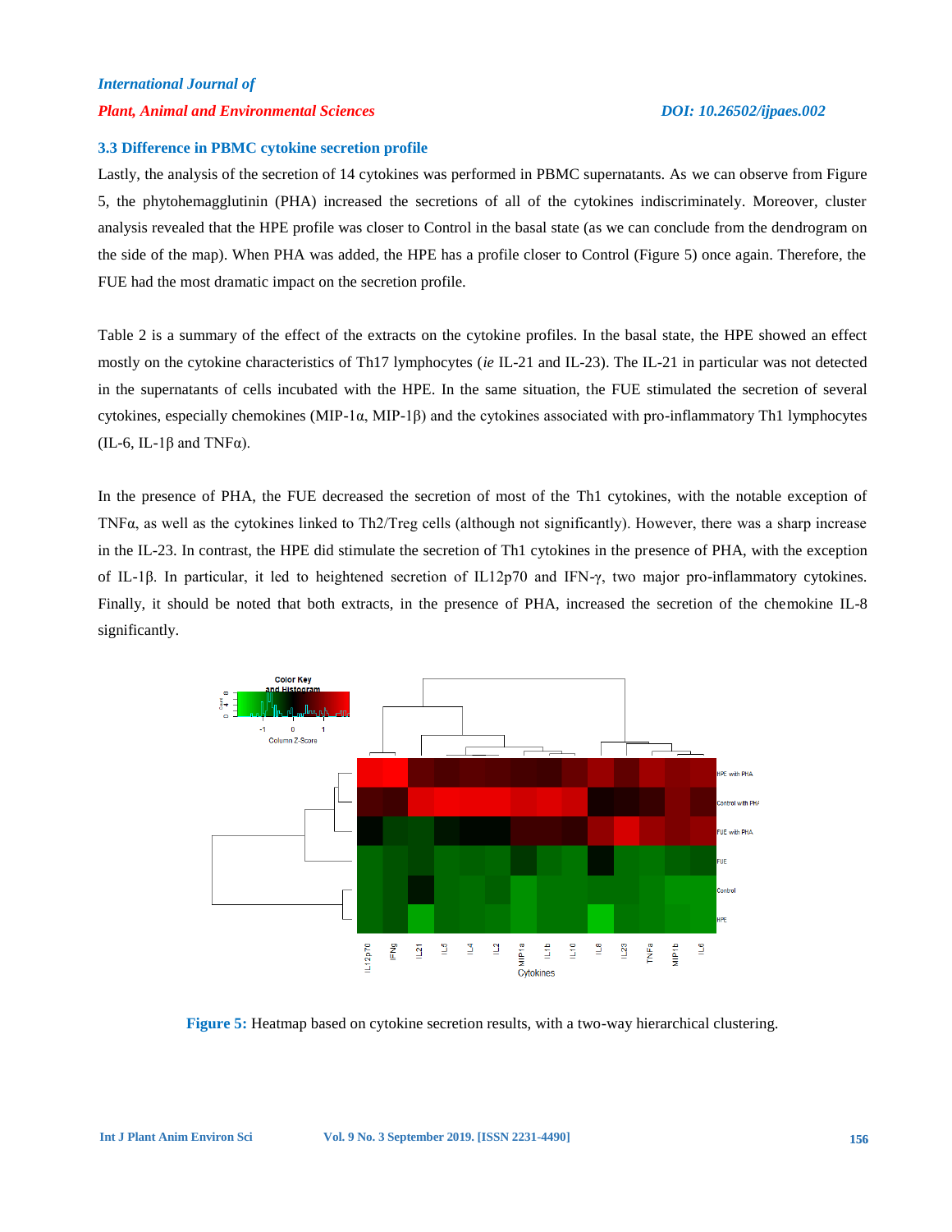### 3.3 Difference in PBMC cytokine secretion profile

Lastly, the analysis of the secretion of 14 cytokines was performed in PBMC supernatants. As we can observe from Figure 5, the phytohemagglutinin (PHA) increased the secretions of all of the cytokines indiscriminately. Moreover, cluster analysis revealed that the HPE profile was closer to Control in the basal state (as we can conclude from the dendrogram on the side of the map). When PHA was added, the HPE has a profile closer to Control (Figure 5) once again. Therefore, the FUE had the most dramatic impact on the secretion profile.

Table 2 is a summary of the effect of the extracts on the cytokine profiles. In the basal state, the HPE showed an effect mostly on the cytokine characteristics of Th17 lymphocytes (*ie* IL-21 and IL-23). The IL-21 in particular was not detected in the supernatants of cells incubated with the HPE. In the same situation, the FUE stimulated the secretion of several cytokines, especially chemokines (MIP-1α, MIP-1β) and the cytokines associated with pro-inflammatory Th1 lymphocytes (IL-6, IL-1β and TNFα).

In the presence of PHA, the FUE decreased the secretion of most of the Th1 cytokines, with the notable exception of TNFα, as well as the cytokines linked to Th2/Treg cells (although not significantly). However, there was a sharp increase in the IL-23. In contrast, the HPE did stimulate the secretion of Th1 cytokines in the presence of PHA, with the exception of IL-1β. In particular, it led to heightened secretion of IL12p70 and IFN-γ, two major pro-inflammatory cytokines. Finally, it should be noted that both extracts, in the presence of PHA, increased the secretion of the chemokine IL-8 significantly.

Color Key and Histogram

Count

0 4 8

-1 0 1

Column Z-Score

HPE with PHA
Control with PHA
FUE with PHA
FUE
Control
HPE

IL12p70 IFNg IL21 IL5 IL4 IL2 MIP1a IL1b IL10 IL8 IL23 TNFa MIP1b IL6

Cytokines

**Figure 5:** Heatmap based on cytokine secretion results, with a two-way hierarchical clustering.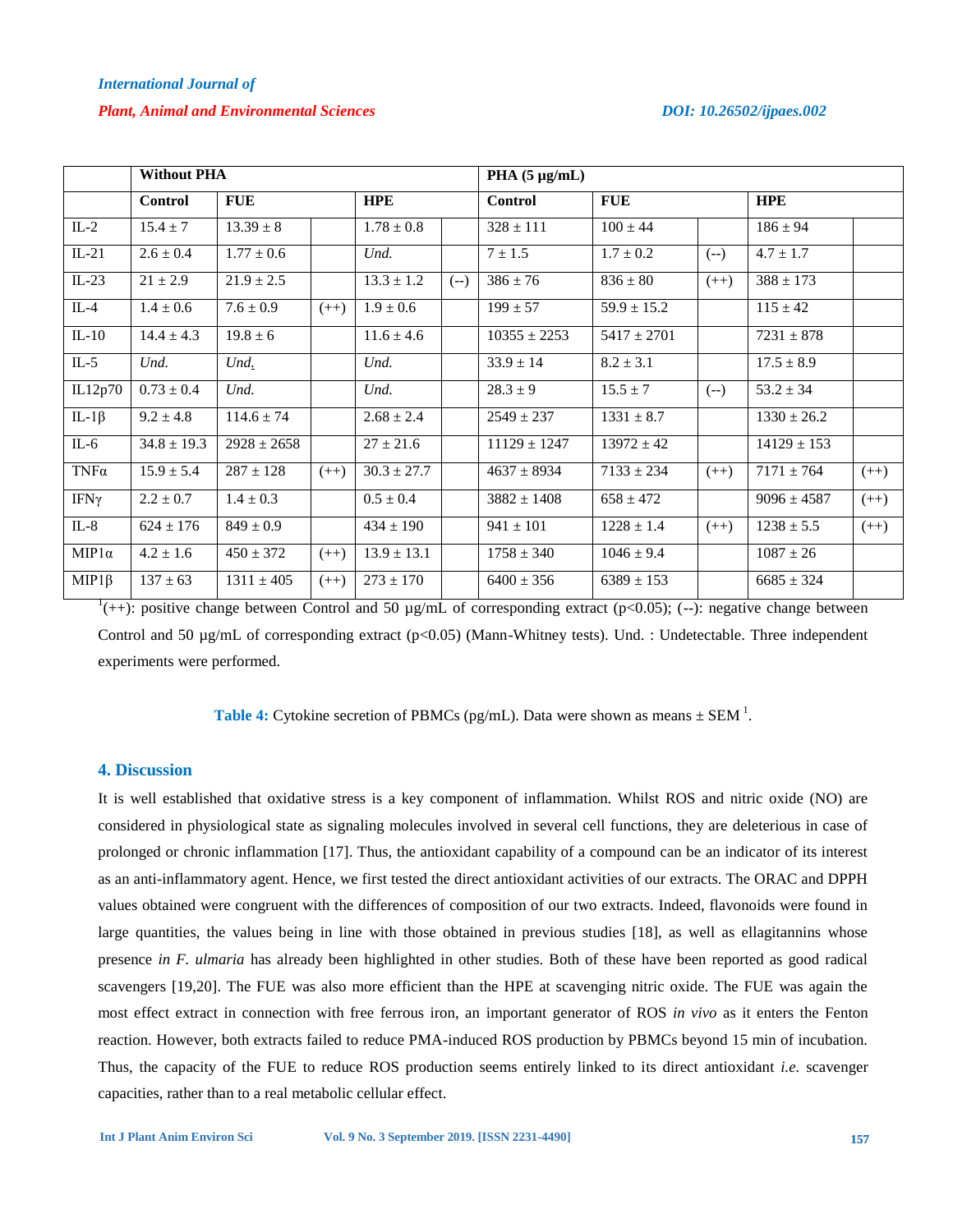| | Without PHA | | | | | PHA (5 µg/mL) | | | | |
|---|---|---|---|---|---|---|---|---|---|---|
| | Control | FUE | | HPE | | Control | FUE | | HPE | |
| IL-2 | 15.4 ± 7 | 13.39 ± 8 | | 1.78 ± 0.8 | | 328 ± 111 | 100 ± 44 | | 186 ± 94 | |
| IL-21 | 2.6 ± 0.4 | 1.77 ± 0.6 | | *Und.* | | 7 ± 1.5 | 1.7 ± 0.2 | (--) | 4.7 ± 1.7 | |
| IL-23 | 21 ± 2.9 | 21.9 ± 2.5 | | 13.3 ± 1.2 | (--) | 386 ± 76 | 836 ± 80 | (++) | 388 ± 173 | |
| IL-4 | 1.4 ± 0.6 | 7.6 ± 0.9 | (++) | 1.9 ± 0.6 | | 199 ± 57 | 59.9 ± 15.2 | | 115 ± 42 | |
| IL-10 | 14.4 ± 4.3 | 19.8 ± 6 | | 11.6 ± 4.6 | | 10355 ± 2253 | 5417 ± 2701 | | 7231 ± 878 | |
| IL-5 | *Und.* | *Und.* | | *Und.* | | 33.9 ± 14 | 8.2 ± 3.1 | | 17.5 ± 8.9 | |
| IL12p70 | 0.73 ± 0.4 | *Und.* | | *Und.* | | 28.3 ± 9 | 15.5 ± 7 | (--) | 53.2 ± 34 | |
| IL-1β | 9.2 ± 4.8 | 114.6 ± 74 | | 2.68 ± 2.4 | | 2549 ± 237 | 1331 ± 8.7 | | 1330 ± 26.2 | |
| IL-6 | 34.8 ± 19.3 | 2928 ± 2658 | | 27 ± 21.6 | | 11129 ± 1247 | 13972 ± 42 | | 14129 ± 153 | |
| TNFα | 15.9 ± 5.4 | 287 ± 128 | (++) | 30.3 ± 27.7 | | 4637 ± 8934 | 7133 ± 234 | (++) | 7171 ± 764 | (++) |
| IFNγ | 2.2 ± 0.7 | 1.4 ± 0.3 | | 0.5 ± 0.4 | | 3882 ± 1408 | 658 ± 472 | | 9096 ± 4587 | (++) |
| IL-8 | 624 ± 176 | 849 ± 0.9 | | 434 ± 190 | | 941 ± 101 | 1228 ± 1.4 | (++) | 1238 ± 5.5 | (++) |
| MIP1α | 4.2 ± 1.6 | 450 ± 372 | (++) | 13.9 ± 13.1 | | 1758 ± 340 | 1046 ± 9.4 | | 1087 ± 26 | |
| MIP1β | 137 ± 63 | 1311 ± 405 | (++) | 273 ± 170 | | 6400 ± 356 | 6389 ± 153 | | 6685 ± 324 | |

[1](++): positive change between Control and 50 µg/mL of corresponding extract ($p<0.05$); (--): negative change between Control and 50 µg/mL of corresponding extract ($p<0.05$) (Mann-Whitney tests). Und. : Undetectable. Three independent experiments were performed.

**Table 4:** Cytokine secretion of PBMCs (pg/mL). Data were shown as means ± SEM [1].

## 4. Discussion

It is well established that oxidative stress is a key component of inflammation. Whilst ROS and nitric oxide (NO) are considered in physiological state as signaling molecules involved in several cell functions, they are deleterious in case of prolonged or chronic inflammation [17]. Thus, the antioxidant capability of a compound can be an indicator of its interest as an anti-inflammatory agent. Hence, we first tested the direct antioxidant activities of our extracts. The ORAC and DPPH values obtained were congruent with the differences of composition of our two extracts. Indeed, flavonoids were found in large quantities, the values being in line with those obtained in previous studies [18], as well as ellagitannins whose presence *in F. ulmaria* has already been highlighted in other studies. Both of these have been reported as good radical scavengers [19,20]. The FUE was also more efficient than the HPE at scavenging nitric oxide. The FUE was again the most effect extract in connection with free ferrous iron, an important generator of ROS *in vivo* as it enters the Fenton reaction. However, both extracts failed to reduce PMA-induced ROS production by PBMCs beyond 15 min of incubation. Thus, the capacity of the FUE to reduce ROS production seems entirely linked to its direct antioxidant *i.e.* scavenger capacities, rather than to a real metabolic cellular effect.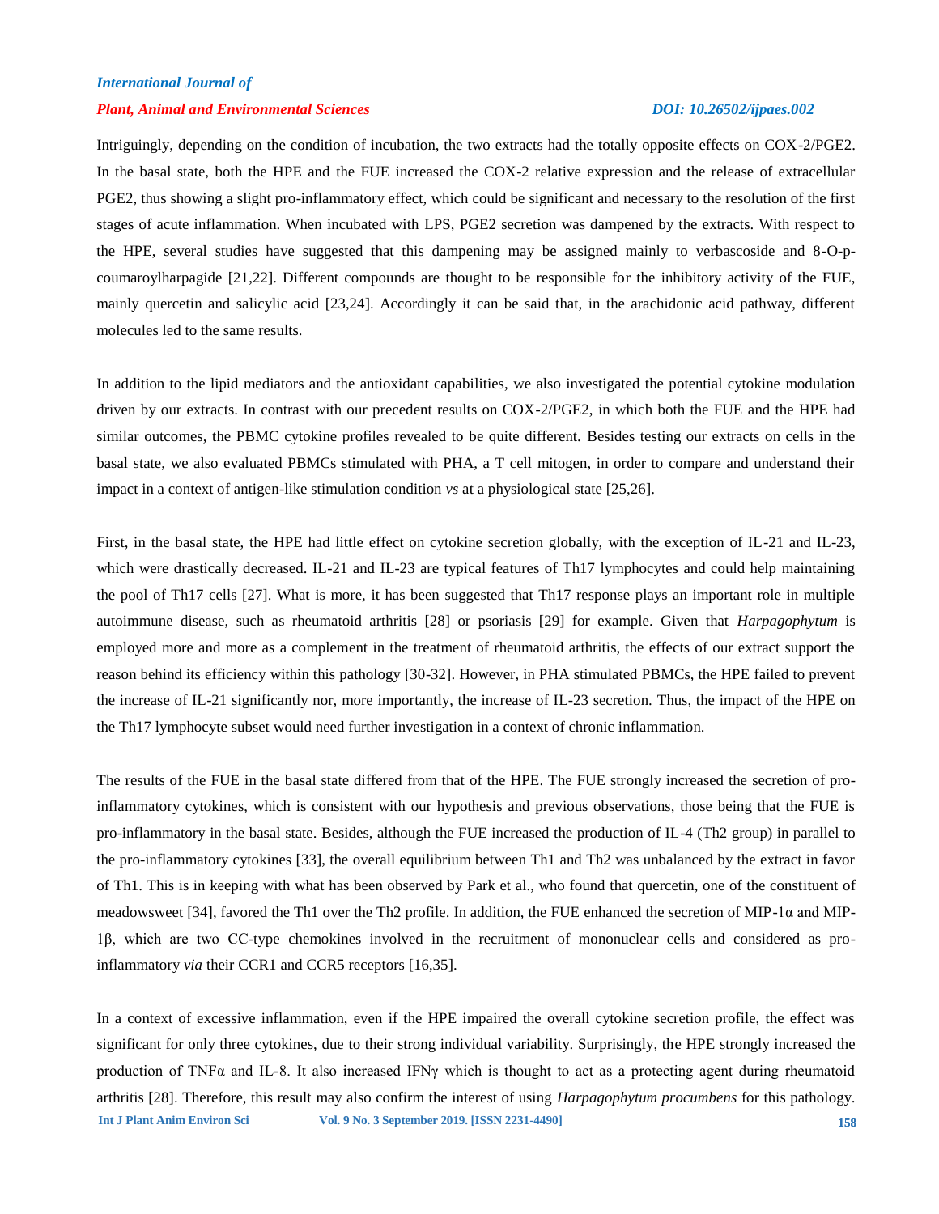Intriguingly, depending on the condition of incubation, the two extracts had the totally opposite effects on COX-2/PGE2. In the basal state, both the HPE and the FUE increased the COX-2 relative expression and the release of extracellular PGE2, thus showing a slight pro-inflammatory effect, which could be significant and necessary to the resolution of the first stages of acute inflammation. When incubated with LPS, PGE2 secretion was dampened by the extracts. With respect to the HPE, several studies have suggested that this dampening may be assigned mainly to verbascoside and 8-O-p-coumaroylharpagide [21,22]. Different compounds are thought to be responsible for the inhibitory activity of the FUE, mainly quercetin and salicylic acid [23,24]. Accordingly it can be said that, in the arachidonic acid pathway, different molecules led to the same results.

In addition to the lipid mediators and the antioxidant capabilities, we also investigated the potential cytokine modulation driven by our extracts. In contrast with our precedent results on COX-2/PGE2, in which both the FUE and the HPE had similar outcomes, the PBMC cytokine profiles revealed to be quite different. Besides testing our extracts on cells in the basal state, we also evaluated PBMCs stimulated with PHA, a T cell mitogen, in order to compare and understand their impact in a context of antigen-like stimulation condition *vs* at a physiological state [25,26].

First, in the basal state, the HPE had little effect on cytokine secretion globally, with the exception of IL-21 and IL-23, which were drastically decreased. IL-21 and IL-23 are typical features of Th17 lymphocytes and could help maintaining the pool of Th17 cells [27]. What is more, it has been suggested that Th17 response plays an important role in multiple autoimmune disease, such as rheumatoid arthritis [28] or psoriasis [29] for example. Given that *Harpagophytum* is employed more and more as a complement in the treatment of rheumatoid arthritis, the effects of our extract support the reason behind its efficiency within this pathology [30-32]. However, in PHA stimulated PBMCs, the HPE failed to prevent the increase of IL-21 significantly nor, more importantly, the increase of IL-23 secretion. Thus, the impact of the HPE on the Th17 lymphocyte subset would need further investigation in a context of chronic inflammation.

The results of the FUE in the basal state differed from that of the HPE. The FUE strongly increased the secretion of pro-inflammatory cytokines, which is consistent with our hypothesis and previous observations, those being that the FUE is pro-inflammatory in the basal state. Besides, although the FUE increased the production of IL-4 (Th2 group) in parallel to the pro-inflammatory cytokines [33], the overall equilibrium between Th1 and Th2 was unbalanced by the extract in favor of Th1. This is in keeping with what has been observed by Park et al., who found that quercetin, one of the constituent of meadowsweet [34], favored the Th1 over the Th2 profile. In addition, the FUE enhanced the secretion of MIP-1α and MIP-1β, which are two CC-type chemokines involved in the recruitment of mononuclear cells and considered as pro-inflammatory *via* their CCR1 and CCR5 receptors [16,35].

In a context of excessive inflammation, even if the HPE impaired the overall cytokine secretion profile, the effect was significant for only three cytokines, due to their strong individual variability. Surprisingly, the HPE strongly increased the production of TNFα and IL-8. It also increased IFNγ which is thought to act as a protecting agent during rheumatoid arthritis [28]. Therefore, this result may also confirm the interest of using *Harpagophytum procumbens* for this pathology.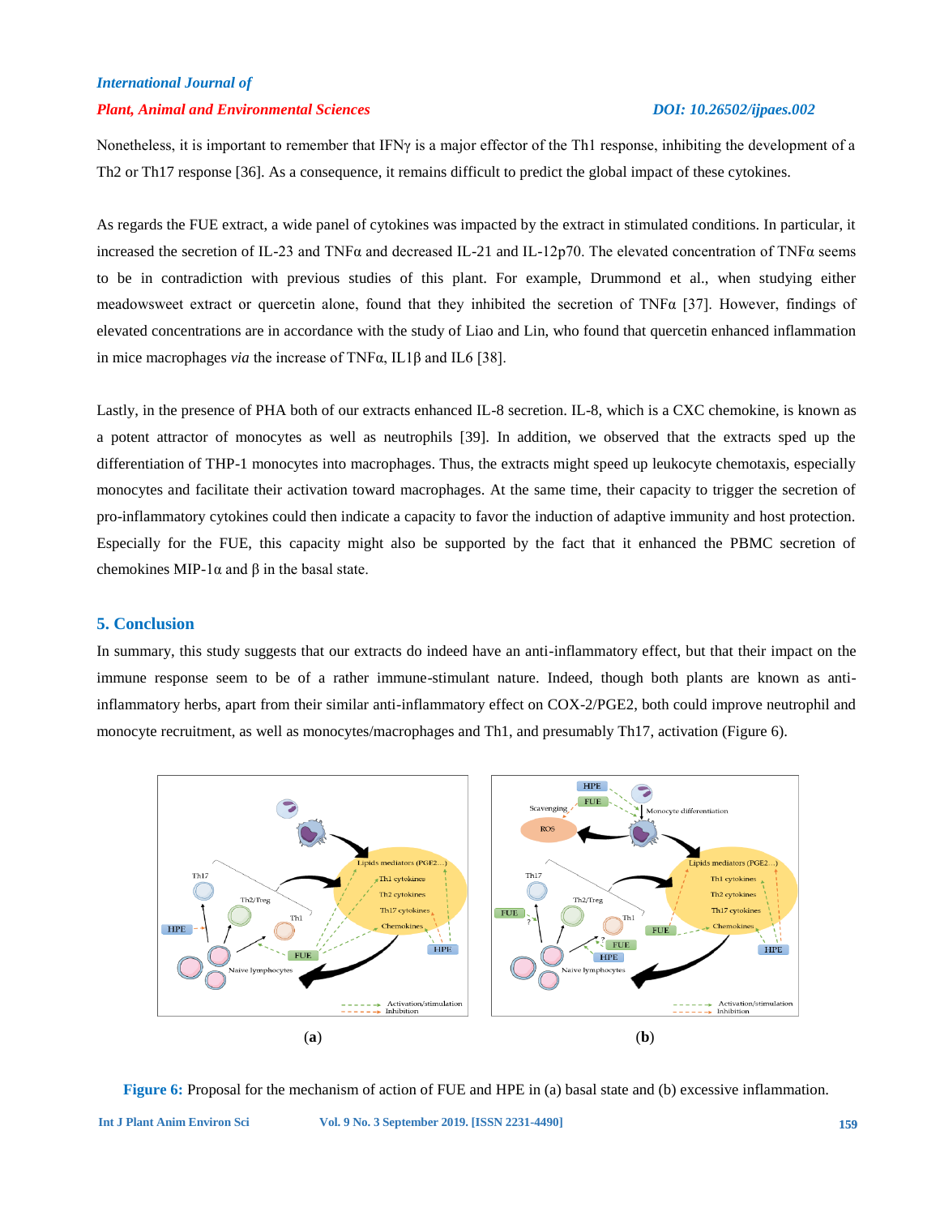Nonetheless, it is important to remember that IFNγ is a major effector of the Th1 response, inhibiting the development of a Th2 or Th17 response [36]. As a consequence, it remains difficult to predict the global impact of these cytokines.

As regards the FUE extract, a wide panel of cytokines was impacted by the extract in stimulated conditions. In particular, it increased the secretion of IL-23 and TNFα and decreased IL-21 and IL-12p70. The elevated concentration of TNFα seems to be in contradiction with previous studies of this plant. For example, Drummond et al., when studying either meadowsweet extract or quercetin alone, found that they inhibited the secretion of TNFα [37]. However, findings of elevated concentrations are in accordance with the study of Liao and Lin, who found that quercetin enhanced inflammation in mice macrophages *via* the increase of TNFα, IL1β and IL6 [38].

Lastly, in the presence of PHA both of our extracts enhanced IL-8 secretion. IL-8, which is a CXC chemokine, is known as a potent attractor of monocytes as well as neutrophils [39]. In addition, we observed that the extracts sped up the differentiation of THP-1 monocytes into macrophages. Thus, the extracts might speed up leukocyte chemotaxis, especially monocytes and facilitate their activation toward macrophages. At the same time, their capacity to trigger the secretion of pro-inflammatory cytokines could then indicate a capacity to favor the induction of adaptive immunity and host protection. Especially for the FUE, this capacity might also be supported by the fact that it enhanced the PBMC secretion of chemokines MIP-1α and β in the basal state.

## 5. Conclusion

In summary, this study suggests that our extracts do indeed have an anti-inflammatory effect, but that their impact on the immune response seem to be of a rather immune-stimulant nature. Indeed, though both plants are known as anti-inflammatory herbs, apart from their similar anti-inflammatory effect on COX-2/PGE2, both could improve neutrophil and monocyte recruitment, as well as monocytes/macrophages and Th1, and presumably Th17, activation (Figure 6).

Lipids mediators (PGE2...)
Th1 cytokines
Th2 cytokines
Th17 cytokines
Chemokines
Th17
Th2/Treg
Th1
HPE
FUE
Naive lymphocytes
Activation/stimulation
Inhibition

(**a**)

HPE
FUE
Scavenging
ROS
Monocyte differentiation
Lipids mediators (PGE2...)
Th1 cytokines
Th2 cytokines
Th17 cytokines
Chemokines
Th17
Th2/Treg
Th1
Naive lymphocytes
Activation/stimulation
Inhibition

(**b**)

**Figure 6:** Proposal for the mechanism of action of FUE and HPE in (a) basal state and (b) excessive inflammation.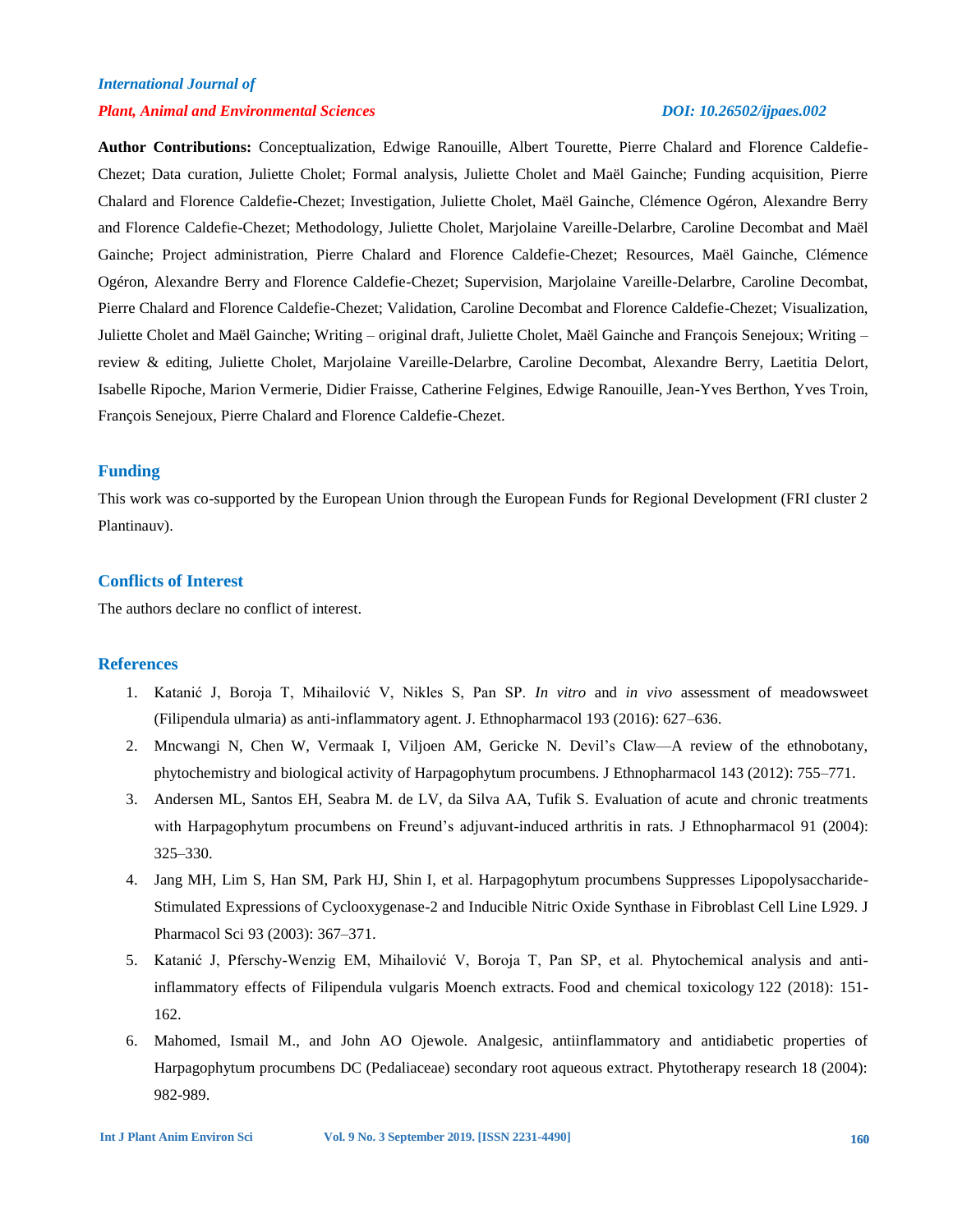**Author Contributions:** Conceptualization, Edwige Ranouille, Albert Tourette, Pierre Chalard and Florence Caldefie-Chezet; Data curation, Juliette Cholet; Formal analysis, Juliette Cholet and Maël Gainche; Funding acquisition, Pierre Chalard and Florence Caldefie-Chezet; Investigation, Juliette Cholet, Maël Gainche, Clémence Ogéron, Alexandre Berry and Florence Caldefie-Chezet; Methodology, Juliette Cholet, Marjolaine Vareille-Delarbre, Caroline Decombat and Maël Gainche; Project administration, Pierre Chalard and Florence Caldefie-Chezet; Resources, Maël Gainche, Clémence Ogéron, Alexandre Berry and Florence Caldefie-Chezet; Supervision, Marjolaine Vareille-Delarbre, Caroline Decombat, Pierre Chalard and Florence Caldefie-Chezet; Validation, Caroline Decombat and Florence Caldefie-Chezet; Visualization, Juliette Cholet and Maël Gainche; Writing – original draft, Juliette Cholet, Maël Gainche and François Senejoux; Writing – review & editing, Juliette Cholet, Marjolaine Vareille-Delarbre, Caroline Decombat, Alexandre Berry, Laetitia Delort, Isabelle Ripoche, Marion Vermerie, Didier Fraisse, Catherine Felgines, Edwige Ranouille, Jean-Yves Berthon, Yves Troin, François Senejoux, Pierre Chalard and Florence Caldefie-Chezet.

## Funding

This work was co-supported by the European Union through the European Funds for Regional Development (FRI cluster 2 Plantinauv).

## Conflicts of Interest

The authors declare no conflict of interest.

## References

1. Katanić J, Boroja T, Mihailović V, Nikles S, Pan SP. *In vitro* and *in vivo* assessment of meadowsweet (Filipendula ulmaria) as anti-inflammatory agent. J. Ethnopharmacol 193 (2016): 627–636.
2. Mncwangi N, Chen W, Vermaak I, Viljoen AM, Gericke N. Devil's Claw—A review of the ethnobotany, phytochemistry and biological activity of Harpagophytum procumbens. J Ethnopharmacol 143 (2012): 755–771.
3. Andersen ML, Santos EH, Seabra M. de LV, da Silva AA, Tufik S. Evaluation of acute and chronic treatments with Harpagophytum procumbens on Freund's adjuvant-induced arthritis in rats. J Ethnopharmacol 91 (2004): 325–330.
4. Jang MH, Lim S, Han SM, Park HJ, Shin I, et al. Harpagophytum procumbens Suppresses Lipopolysaccharide-Stimulated Expressions of Cyclooxygenase-2 and Inducible Nitric Oxide Synthase in Fibroblast Cell Line L929. J Pharmacol Sci 93 (2003): 367–371.
5. Katanić J, Pferschy-Wenzig EM, Mihailović V, Boroja T, Pan SP, et al. Phytochemical analysis and anti-inflammatory effects of Filipendula vulgaris Moench extracts. Food and chemical toxicology 122 (2018): 151-162.
6. Mahomed, Ismail M., and John AO Ojewole. Analgesic, antiinflammatory and antidiabetic properties of Harpagophytum procumbens DC (Pedaliaceae) secondary root aqueous extract. Phytotherapy research 18 (2004): 982-989.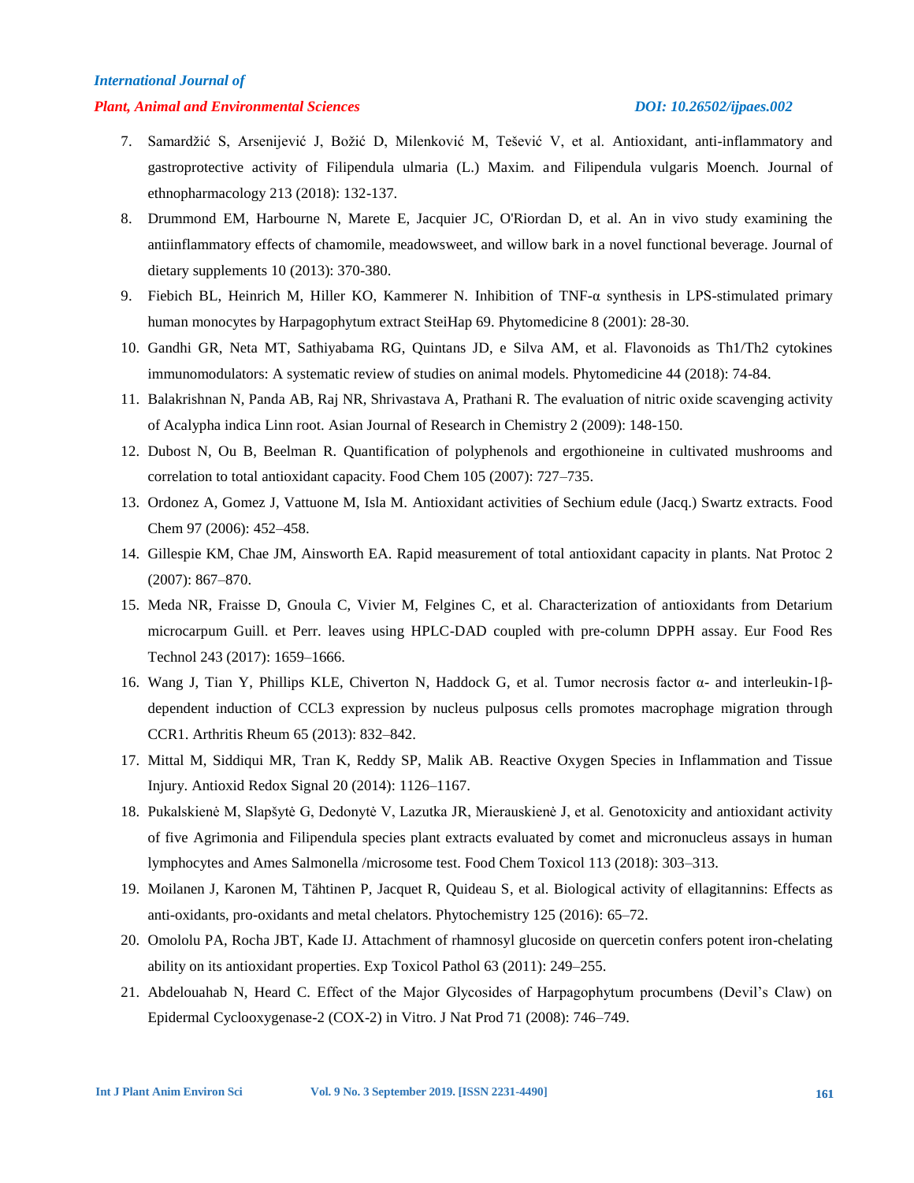7. Samardžić S, Arsenijević J, Božić D, Milenković M, Tešević V, et al. Antioxidant, anti-inflammatory and gastroprotective activity of Filipendula ulmaria (L.) Maxim. and Filipendula vulgaris Moench. Journal of ethnopharmacology 213 (2018): 132-137.
8. Drummond EM, Harbourne N, Marete E, Jacquier JC, O'Riordan D, et al. An in vivo study examining the antiinflammatory effects of chamomile, meadowsweet, and willow bark in a novel functional beverage. Journal of dietary supplements 10 (2013): 370-380.
9. Fiebich BL, Heinrich M, Hiller KO, Kammerer N. Inhibition of TNF-α synthesis in LPS-stimulated primary human monocytes by Harpagophytum extract SteiHap 69. Phytomedicine 8 (2001): 28-30.
10. Gandhi GR, Neta MT, Sathiyabama RG, Quintans JD, e Silva AM, et al. Flavonoids as Th1/Th2 cytokines immunomodulators: A systematic review of studies on animal models. Phytomedicine 44 (2018): 74-84.
11. Balakrishnan N, Panda AB, Raj NR, Shrivastava A, Prathani R. The evaluation of nitric oxide scavenging activity of Acalypha indica Linn root. Asian Journal of Research in Chemistry 2 (2009): 148-150.
12. Dubost N, Ou B, Beelman R. Quantification of polyphenols and ergothioneine in cultivated mushrooms and correlation to total antioxidant capacity. Food Chem 105 (2007): 727–735.
13. Ordonez A, Gomez J, Vattuone M, Isla M. Antioxidant activities of Sechium edule (Jacq.) Swartz extracts. Food Chem 97 (2006): 452–458.
14. Gillespie KM, Chae JM, Ainsworth EA. Rapid measurement of total antioxidant capacity in plants. Nat Protoc 2 (2007): 867–870.
15. Meda NR, Fraisse D, Gnoula C, Vivier M, Felgines C, et al. Characterization of antioxidants from Detarium microcarpum Guill. et Perr. leaves using HPLC-DAD coupled with pre-column DPPH assay. Eur Food Res Technol 243 (2017): 1659–1666.
16. Wang J, Tian Y, Phillips KLE, Chiverton N, Haddock G, et al. Tumor necrosis factor α- and interleukin-1β-dependent induction of CCL3 expression by nucleus pulposus cells promotes macrophage migration through CCR1. Arthritis Rheum 65 (2013): 832–842.
17. Mittal M, Siddiqui MR, Tran K, Reddy SP, Malik AB. Reactive Oxygen Species in Inflammation and Tissue Injury. Antioxid Redox Signal 20 (2014): 1126–1167.
18. Pukalskienė M, Slapšytė G, Dedonytė V, Lazutka JR, Mierauskienė J, et al. Genotoxicity and antioxidant activity of five Agrimonia and Filipendula species plant extracts evaluated by comet and micronucleus assays in human lymphocytes and Ames Salmonella /microsome test. Food Chem Toxicol 113 (2018): 303–313.
19. Moilanen J, Karonen M, Tähtinen P, Jacquet R, Quideau S, et al. Biological activity of ellagitannins: Effects as anti-oxidants, pro-oxidants and metal chelators. Phytochemistry 125 (2016): 65–72.
20. Omololu PA, Rocha JBT, Kade IJ. Attachment of rhamnosyl glucoside on quercetin confers potent iron-chelating ability on its antioxidant properties. Exp Toxicol Pathol 63 (2011): 249–255.
21. Abdelouahab N, Heard C. Effect of the Major Glycosides of Harpagophytum procumbens (Devil's Claw) on Epidermal Cyclooxygenase-2 (COX-2) in Vitro. J Nat Prod 71 (2008): 746–749.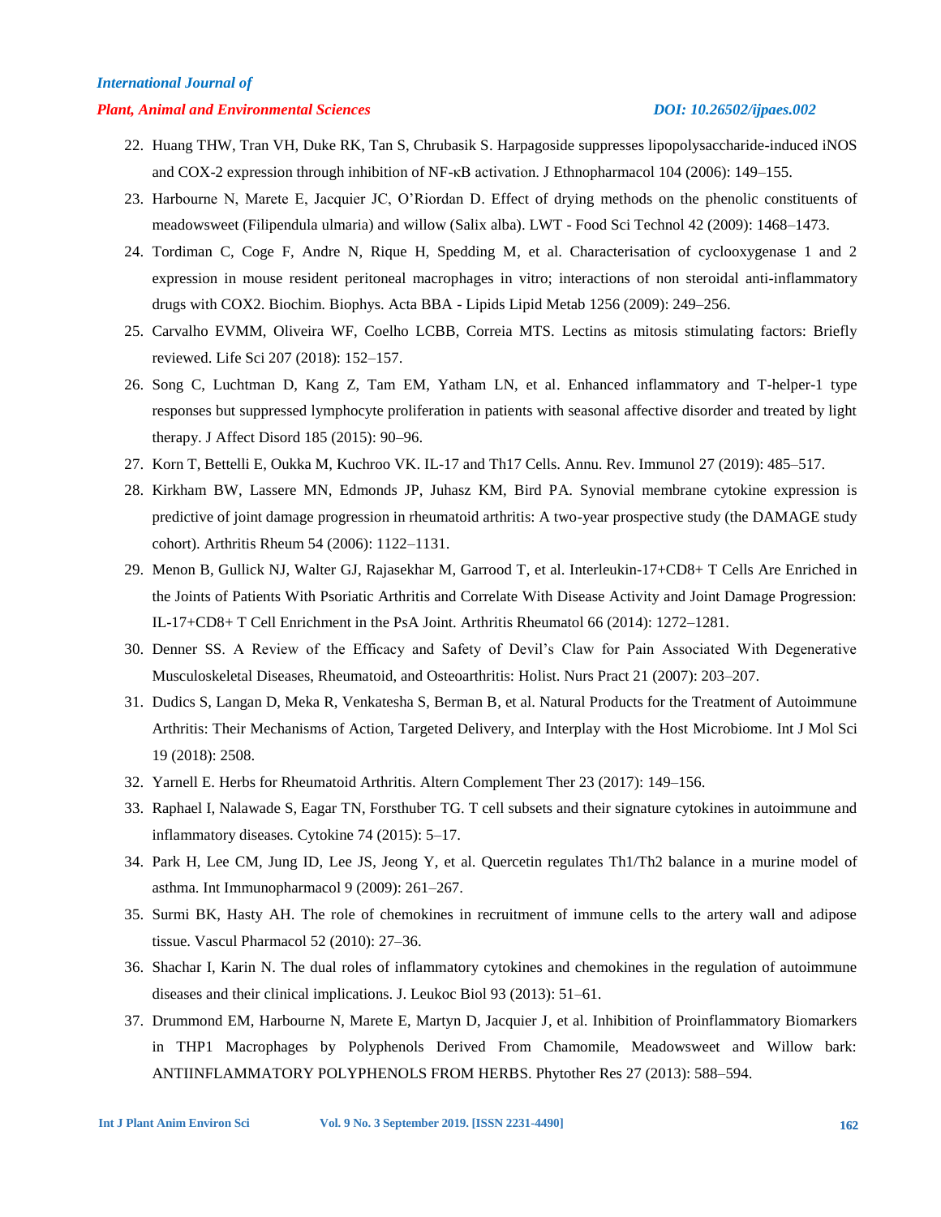22. Huang THW, Tran VH, Duke RK, Tan S, Chrubasik S. Harpagoside suppresses lipopolysaccharide-induced iNOS and COX-2 expression through inhibition of NF-κB activation. J Ethnopharmacol 104 (2006): 149–155.
23. Harbourne N, Marete E, Jacquier JC, O'Riordan D. Effect of drying methods on the phenolic constituents of meadowsweet (Filipendula ulmaria) and willow (Salix alba). LWT - Food Sci Technol 42 (2009): 1468–1473.
24. Tordiman C, Coge F, Andre N, Rique H, Spedding M, et al. Characterisation of cyclooxygenase 1 and 2 expression in mouse resident peritoneal macrophages in vitro; interactions of non steroidal anti-inflammatory drugs with COX2. Biochim. Biophys. Acta BBA - Lipids Lipid Metab 1256 (2009): 249–256.
25. Carvalho EVMM, Oliveira WF, Coelho LCBB, Correia MTS. Lectins as mitosis stimulating factors: Briefly reviewed. Life Sci 207 (2018): 152–157.
26. Song C, Luchtman D, Kang Z, Tam EM, Yatham LN, et al. Enhanced inflammatory and T-helper-1 type responses but suppressed lymphocyte proliferation in patients with seasonal affective disorder and treated by light therapy. J Affect Disord 185 (2015): 90–96.
27. Korn T, Bettelli E, Oukka M, Kuchroo VK. IL-17 and Th17 Cells. Annu. Rev. Immunol 27 (2019): 485–517.
28. Kirkham BW, Lassere MN, Edmonds JP, Juhasz KM, Bird PA. Synovial membrane cytokine expression is predictive of joint damage progression in rheumatoid arthritis: A two-year prospective study (the DAMAGE study cohort). Arthritis Rheum 54 (2006): 1122–1131.
29. Menon B, Gullick NJ, Walter GJ, Rajasekhar M, Garrood T, et al. Interleukin-17+CD8+ T Cells Are Enriched in the Joints of Patients With Psoriatic Arthritis and Correlate With Disease Activity and Joint Damage Progression: IL-17+CD8+ T Cell Enrichment in the PsA Joint. Arthritis Rheumatol 66 (2014): 1272–1281.
30. Denner SS. A Review of the Efficacy and Safety of Devil's Claw for Pain Associated With Degenerative Musculoskeletal Diseases, Rheumatoid, and Osteoarthritis: Holist. Nurs Pract 21 (2007): 203–207.
31. Dudics S, Langan D, Meka R, Venkatesha S, Berman B, et al. Natural Products for the Treatment of Autoimmune Arthritis: Their Mechanisms of Action, Targeted Delivery, and Interplay with the Host Microbiome. Int J Mol Sci 19 (2018): 2508.
32. Yarnell E. Herbs for Rheumatoid Arthritis. Altern Complement Ther 23 (2017): 149–156.
33. Raphael I, Nalawade S, Eagar TN, Forsthuber TG. T cell subsets and their signature cytokines in autoimmune and inflammatory diseases. Cytokine 74 (2015): 5–17.
34. Park H, Lee CM, Jung ID, Lee JS, Jeong Y, et al. Quercetin regulates Th1/Th2 balance in a murine model of asthma. Int Immunopharmacol 9 (2009): 261–267.
35. Surmi BK, Hasty AH. The role of chemokines in recruitment of immune cells to the artery wall and adipose tissue. Vascul Pharmacol 52 (2010): 27–36.
36. Shachar I, Karin N. The dual roles of inflammatory cytokines and chemokines in the regulation of autoimmune diseases and their clinical implications. J. Leukoc Biol 93 (2013): 51–61.
37. Drummond EM, Harbourne N, Marete E, Martyn D, Jacquier J, et al. Inhibition of Proinflammatory Biomarkers in THP1 Macrophages by Polyphenols Derived From Chamomile, Meadowsweet and Willow bark: ANTIINFLAMMATORY POLYPHENOLS FROM HERBS. Phytother Res 27 (2013): 588–594.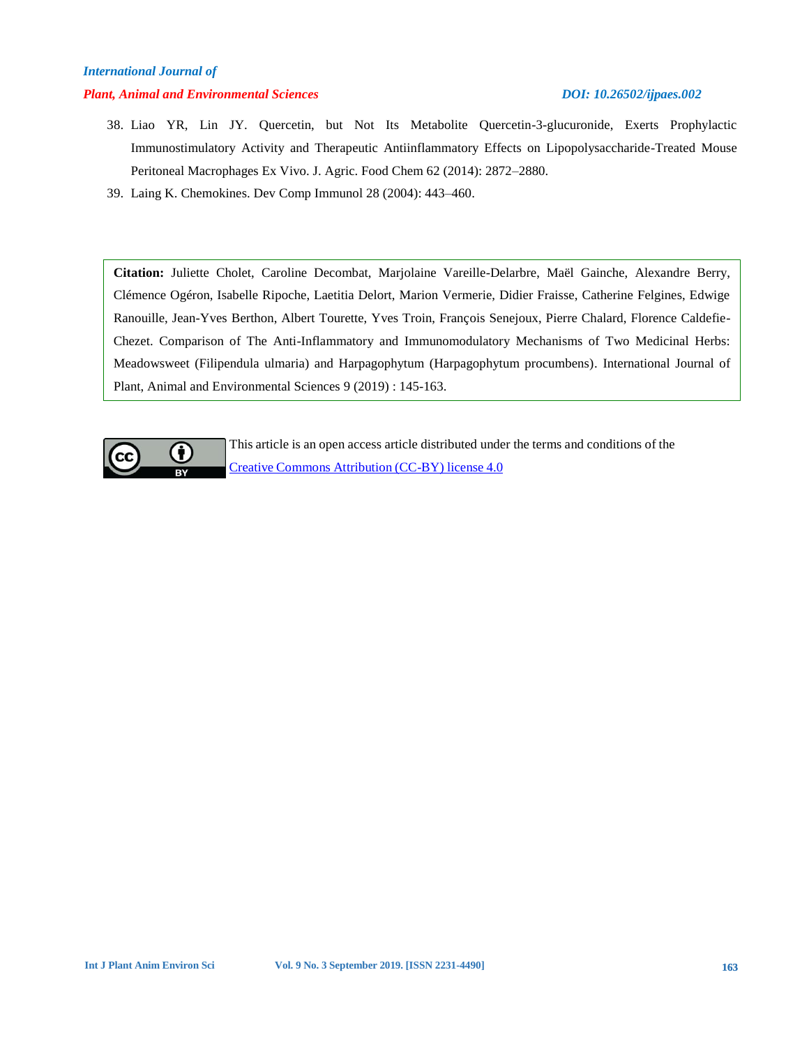38. Liao YR, Lin JY. Quercetin, but Not Its Metabolite Quercetin-3-glucuronide, Exerts Prophylactic Immunostimulatory Activity and Therapeutic Antiinflammatory Effects on Lipopolysaccharide-Treated Mouse Peritoneal Macrophages Ex Vivo. J. Agric. Food Chem 62 (2014): 2872–2880.
39. Laing K. Chemokines. Dev Comp Immunol 28 (2004): 443–460.

**Citation:** Juliette Cholet, Caroline Decombat, Marjolaine Vareille-Delarbre, Maël Gainche, Alexandre Berry, Clémence Ogéron, Isabelle Ripoche, Laetitia Delort, Marion Vermerie, Didier Fraisse, Catherine Felgines, Edwige Ranouille, Jean-Yves Berthon, Albert Tourette, Yves Troin, François Senejoux, Pierre Chalard, Florence Caldefie-Chezet. Comparison of The Anti-Inflammatory and Immunomodulatory Mechanisms of Two Medicinal Herbs: Meadowsweet (Filipendula ulmaria) and Harpagophytum (Harpagophytum procumbens). International Journal of Plant, Animal and Environmental Sciences 9 (2019) : 145-163.

This article is an open access article distributed under the terms and conditions of the [Creative Commons Attribution (CC-BY) license 4.0]